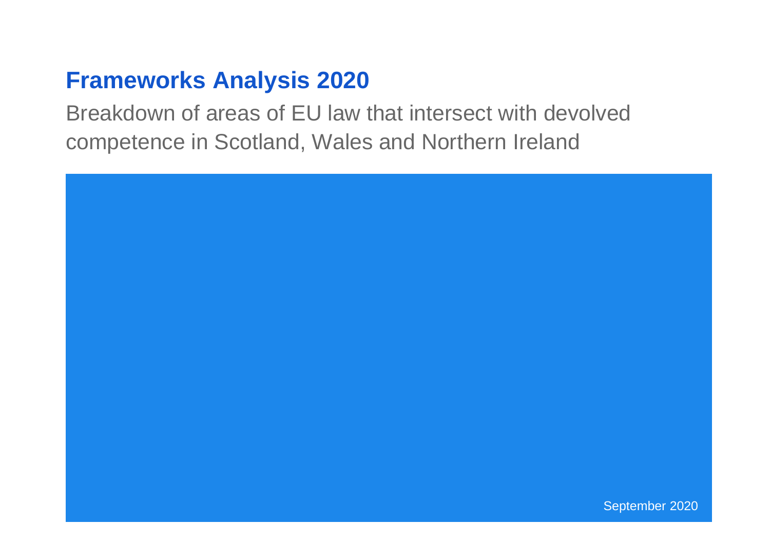# Frameworks Analysis 2020

Breakdown of areas of EU law that intersect with devolved competence in Scotland, Wales and Northern Ireland

September 2020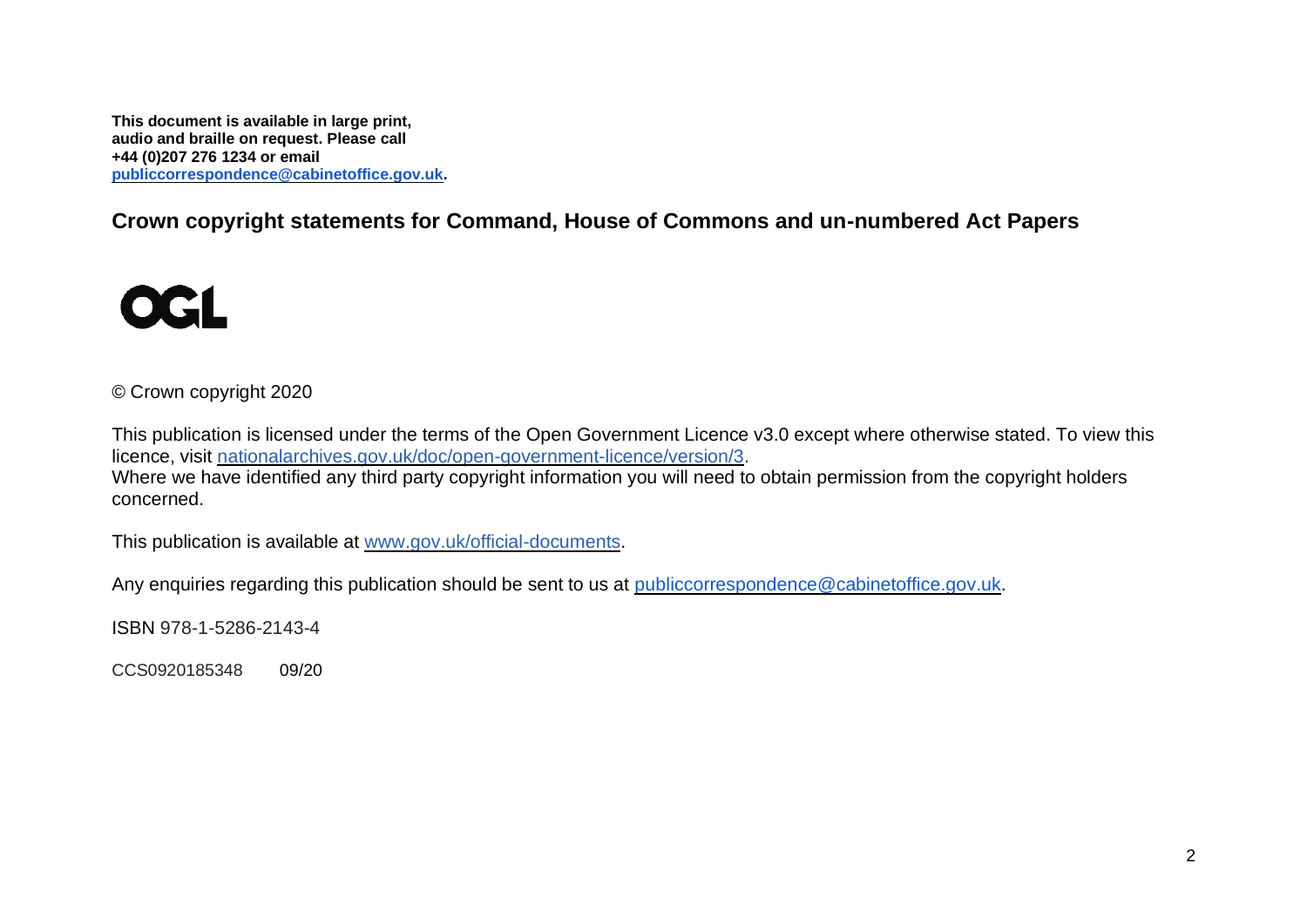**This document is available in large print, audio and braille on request. Please call +44 (0)207 276 1234 or email [publiccorrespondence@cabinetoffice.gov.uk](mailto:publiccorrespondence@cabinetoffice.gov.uk).**

## Crown copyright statements for Command, House of Commons and un-numbered Act Papers

OGL

© Crown copyright 2020

This publication is licensed under the terms of the Open Government Licence v3.0 except where otherwise stated. To view this licence, visit [nationalarchives.gov.uk/doc/open-government-licence/version/3](http://nationalarchives.gov.uk/doc/open-government-licence/version/3).
Where we have identified any third party copyright information you will need to obtain permission from the copyright holders concerned.

This publication is available at [www.gov.uk/official-documents](http://www.gov.uk/official-documents).

Any enquiries regarding this publication should be sent to us at [publiccorrespondence@cabinetoffice.gov.uk](mailto:publiccorrespondence@cabinetoffice.gov.uk).

ISBN 978-1-5286-2143-4

CCS0920185348 09/20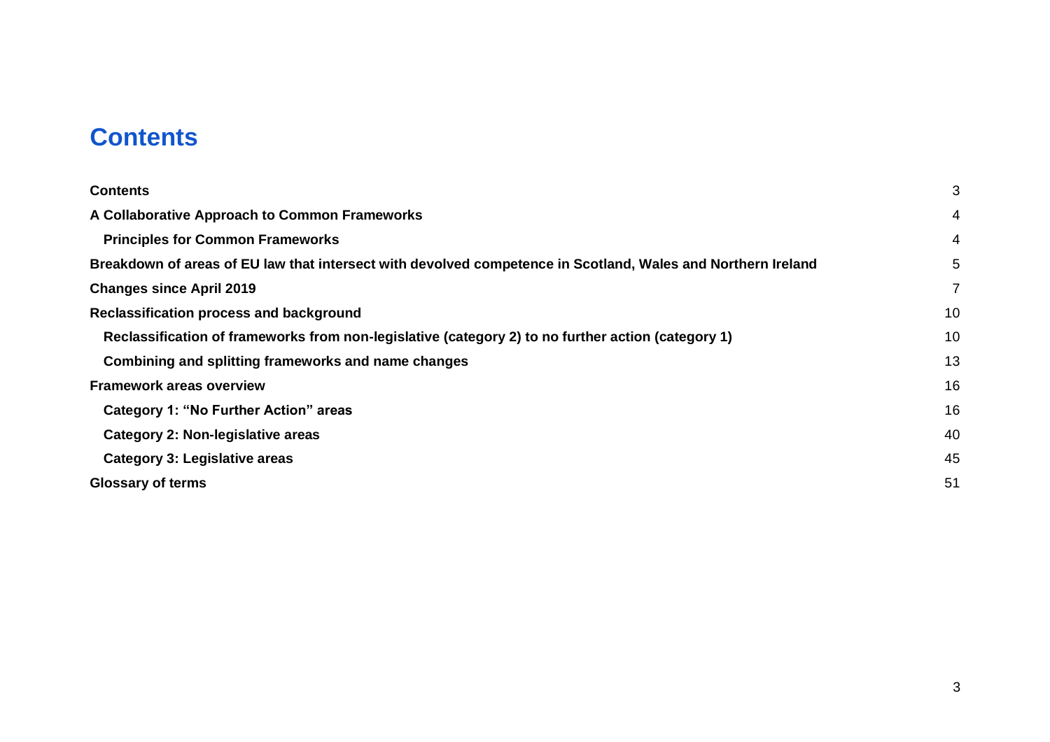# Contents

| | |
|---|---|
| **Contents** | 3 |
| **A Collaborative Approach to Common Frameworks** | 4 |
| **Principles for Common Frameworks** | 4 |
| **Breakdown of areas of EU law that intersect with devolved competence in Scotland, Wales and Northern Ireland** | 5 |
| **Changes since April 2019** | 7 |
| **Reclassification process and background** | 10 |
| **Reclassification of frameworks from non-legislative (category 2) to no further action (category 1)** | 10 |
| **Combining and splitting frameworks and name changes** | 13 |
| **Framework areas overview** | 16 |
| **Category 1: "No Further Action" areas** | 16 |
| **Category 2: Non-legislative areas** | 40 |
| **Category 3: Legislative areas** | 45 |
| **Glossary of terms** | 51 |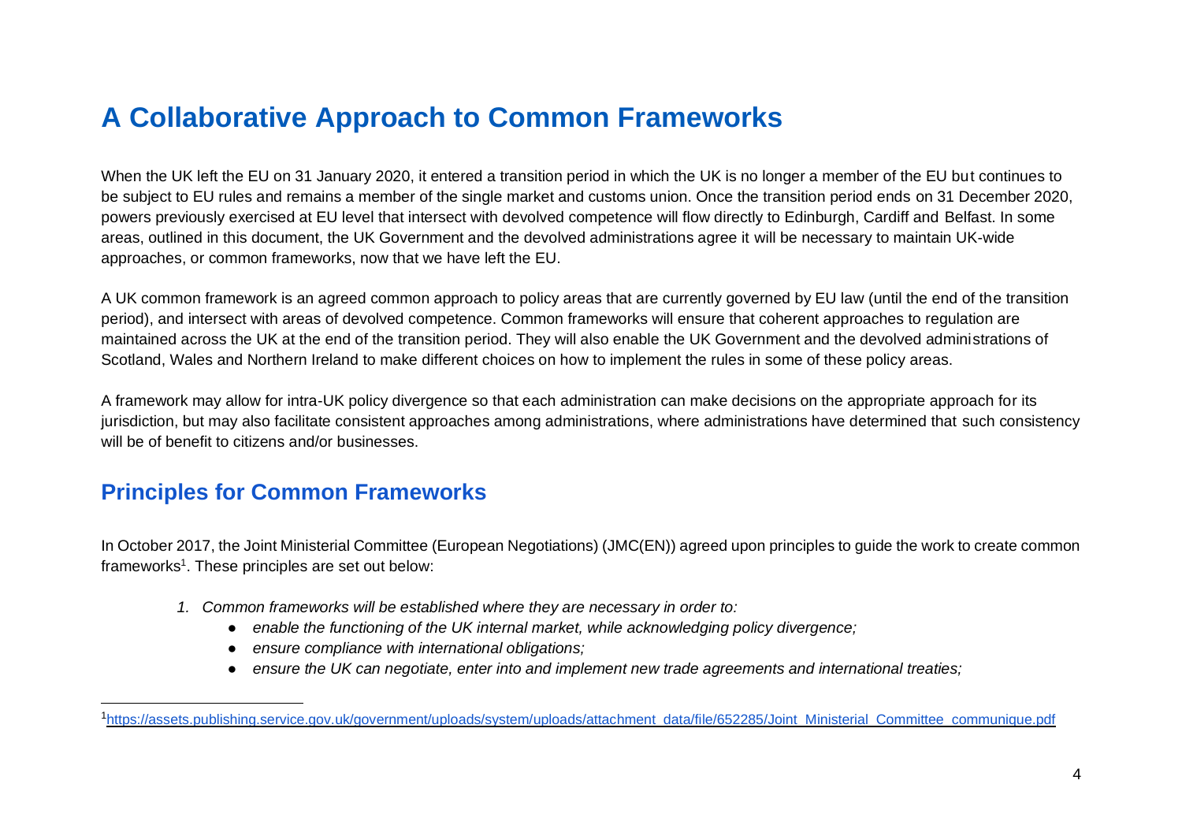# A Collaborative Approach to Common Frameworks

When the UK left the EU on 31 January 2020, it entered a transition period in which the UK is no longer a member of the EU but continues to be subject to EU rules and remains a member of the single market and customs union. Once the transition period ends on 31 December 2020, powers previously exercised at EU level that intersect with devolved competence will flow directly to Edinburgh, Cardiff and Belfast. In some areas, outlined in this document, the UK Government and the devolved administrations agree it will be necessary to maintain UK-wide approaches, or common frameworks, now that we have left the EU.

A UK common framework is an agreed common approach to policy areas that are currently governed by EU law (until the end of the transition period), and intersect with areas of devolved competence. Common frameworks will ensure that coherent approaches to regulation are maintained across the UK at the end of the transition period. They will also enable the UK Government and the devolved administrations of Scotland, Wales and Northern Ireland to make different choices on how to implement the rules in some of these policy areas.

A framework may allow for intra-UK policy divergence so that each administration can make decisions on the appropriate approach for its jurisdiction, but may also facilitate consistent approaches among administrations, where administrations have determined that such consistency will be of benefit to citizens and/or businesses.

## Principles for Common Frameworks

In October 2017, the Joint Ministerial Committee (European Negotiations) (JMC(EN)) agreed upon principles to guide the work to create common frameworks[1]. These principles are set out below:

1. *Common frameworks will be established where they are necessary in order to:*
   - *enable the functioning of the UK internal market, while acknowledging policy divergence;*
   - *ensure compliance with international obligations;*
   - *ensure the UK can negotiate, enter into and implement new trade agreements and international treaties;*

[1] https://assets.publishing.service.gov.uk/government/uploads/system/uploads/attachment_data/file/652285/Joint_Ministerial_Committee_communique.pdf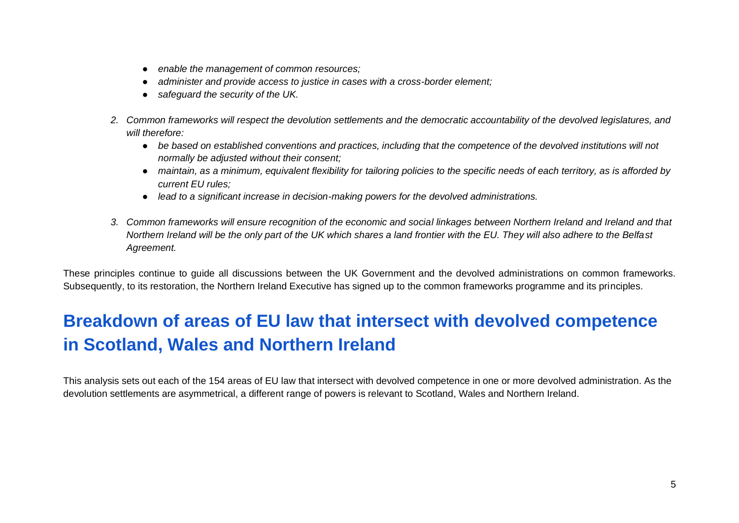- *enable the management of common resources;*
- *administer and provide access to justice in cases with a cross-border element;*
- *safeguard the security of the UK.*

2. *Common frameworks will respect the devolution settlements and the democratic accountability of the devolved legislatures, and will therefore:*
    - *be based on established conventions and practices, including that the competence of the devolved institutions will not normally be adjusted without their consent;*
    - *maintain, as a minimum, equivalent flexibility for tailoring policies to the specific needs of each territory, as is afforded by current EU rules;*
    - *lead to a significant increase in decision-making powers for the devolved administrations.*

3. *Common frameworks will ensure recognition of the economic and social linkages between Northern Ireland and Ireland and that Northern Ireland will be the only part of the UK which shares a land frontier with the EU. They will also adhere to the Belfast Agreement.*

These principles continue to guide all discussions between the UK Government and the devolved administrations on common frameworks. Subsequently, to its restoration, the Northern Ireland Executive has signed up to the common frameworks programme and its principles.

# Breakdown of areas of EU law that intersect with devolved competence in Scotland, Wales and Northern Ireland

This analysis sets out each of the 154 areas of EU law that intersect with devolved competence in one or more devolved administration. As the devolution settlements are asymmetrical, a different range of powers is relevant to Scotland, Wales and Northern Ireland.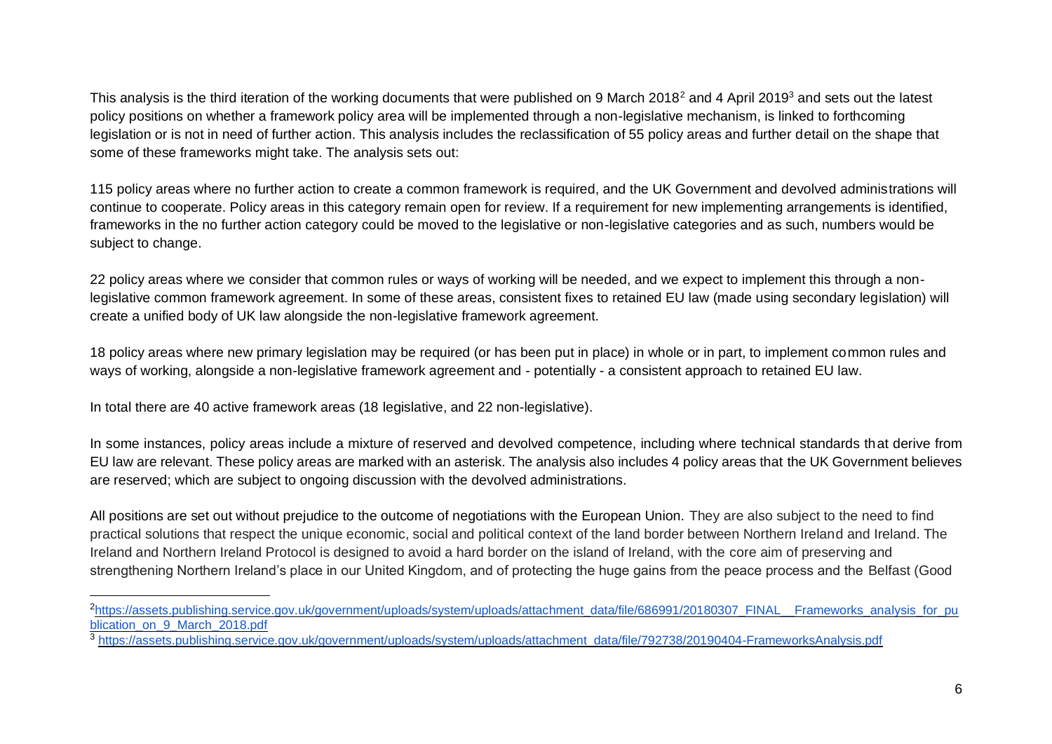This analysis is the third iteration of the working documents that were published on 9 March 2018[2] and 4 April 2019[3] and sets out the latest policy positions on whether a framework policy area will be implemented through a non-legislative mechanism, is linked to forthcoming legislation or is not in need of further action. This analysis includes the reclassification of 55 policy areas and further detail on the shape that some of these frameworks might take. The analysis sets out:

115 policy areas where no further action to create a common framework is required, and the UK Government and devolved administrations will continue to cooperate. Policy areas in this category remain open for review. If a requirement for new implementing arrangements is identified, frameworks in the no further action category could be moved to the legislative or non-legislative categories and as such, numbers would be subject to change.

22 policy areas where we consider that common rules or ways of working will be needed, and we expect to implement this through a non-legislative common framework agreement. In some of these areas, consistent fixes to retained EU law (made using secondary legislation) will create a unified body of UK law alongside the non-legislative framework agreement.

18 policy areas where new primary legislation may be required (or has been put in place) in whole or in part, to implement common rules and ways of working, alongside a non-legislative framework agreement and - potentially - a consistent approach to retained EU law.

In total there are 40 active framework areas (18 legislative, and 22 non-legislative).

In some instances, policy areas include a mixture of reserved and devolved competence, including where technical standards that derive from EU law are relevant. These policy areas are marked with an asterisk. The analysis also includes 4 policy areas that the UK Government believes are reserved; which are subject to ongoing discussion with the devolved administrations.

All positions are set out without prejudice to the outcome of negotiations with the European Union. They are also subject to the need to find practical solutions that respect the unique economic, social and political context of the land border between Northern Ireland and Ireland. The Ireland and Northern Ireland Protocol is designed to avoid a hard border on the island of Ireland, with the core aim of preserving and strengthening Northern Ireland's place in our United Kingdom, and of protecting the huge gains from the peace process and the Belfast (Good

---

[2] https://assets.publishing.service.gov.uk/government/uploads/system/uploads/attachment_data/file/686991/20180307_FINAL__Frameworks_analysis_for_publication_on_9_March_2018.pdf

[3] https://assets.publishing.service.gov.uk/government/uploads/system/uploads/attachment_data/file/792738/20190404-FrameworksAnalysis.pdf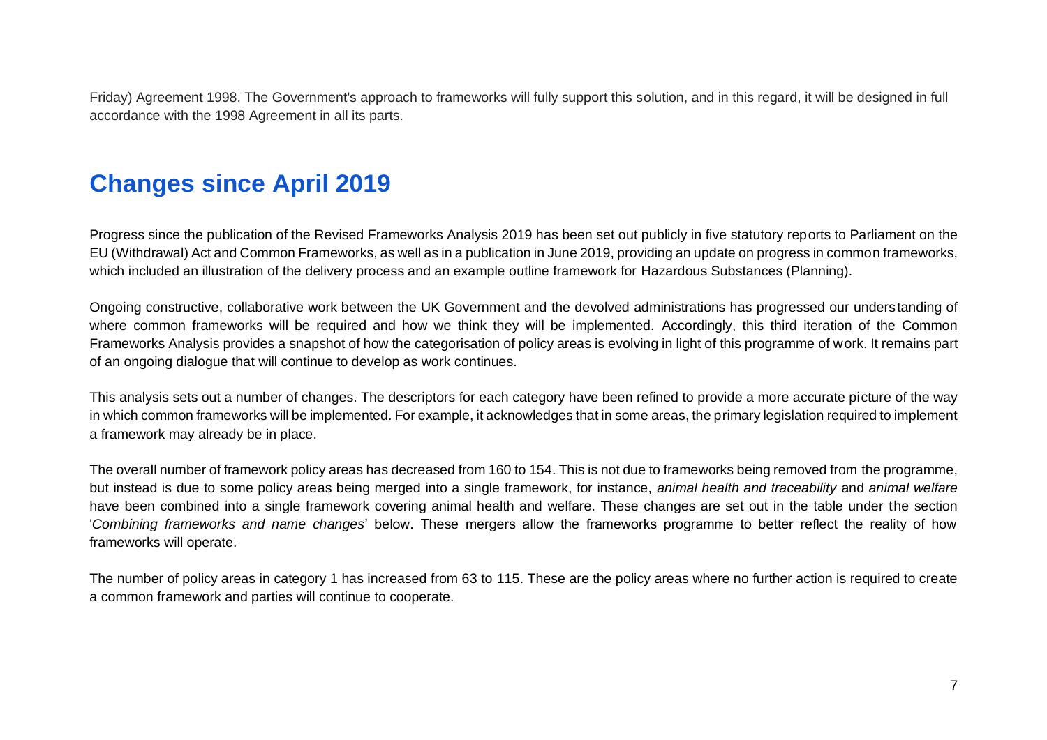Friday) Agreement 1998. The Government's approach to frameworks will fully support this solution, and in this regard, it will be designed in full accordance with the 1998 Agreement in all its parts.

## Changes since April 2019

Progress since the publication of the Revised Frameworks Analysis 2019 has been set out publicly in five statutory reports to Parliament on the EU (Withdrawal) Act and Common Frameworks, as well as in a publication in June 2019, providing an update on progress in common frameworks, which included an illustration of the delivery process and an example outline framework for Hazardous Substances (Planning).

Ongoing constructive, collaborative work between the UK Government and the devolved administrations has progressed our understanding of where common frameworks will be required and how we think they will be implemented. Accordingly, this third iteration of the Common Frameworks Analysis provides a snapshot of how the categorisation of policy areas is evolving in light of this programme of work. It remains part of an ongoing dialogue that will continue to develop as work continues.

This analysis sets out a number of changes. The descriptors for each category have been refined to provide a more accurate picture of the way in which common frameworks will be implemented. For example, it acknowledges that in some areas, the primary legislation required to implement a framework may already be in place.

The overall number of framework policy areas has decreased from 160 to 154. This is not due to frameworks being removed from the programme, but instead is due to some policy areas being merged into a single framework, for instance, *animal health and traceability* and *animal welfare* have been combined into a single framework covering animal health and welfare. These changes are set out in the table under the section '*Combining frameworks and name changes*' below. These mergers allow the frameworks programme to better reflect the reality of how frameworks will operate.

The number of policy areas in category 1 has increased from 63 to 115. These are the policy areas where no further action is required to create a common framework and parties will continue to cooperate.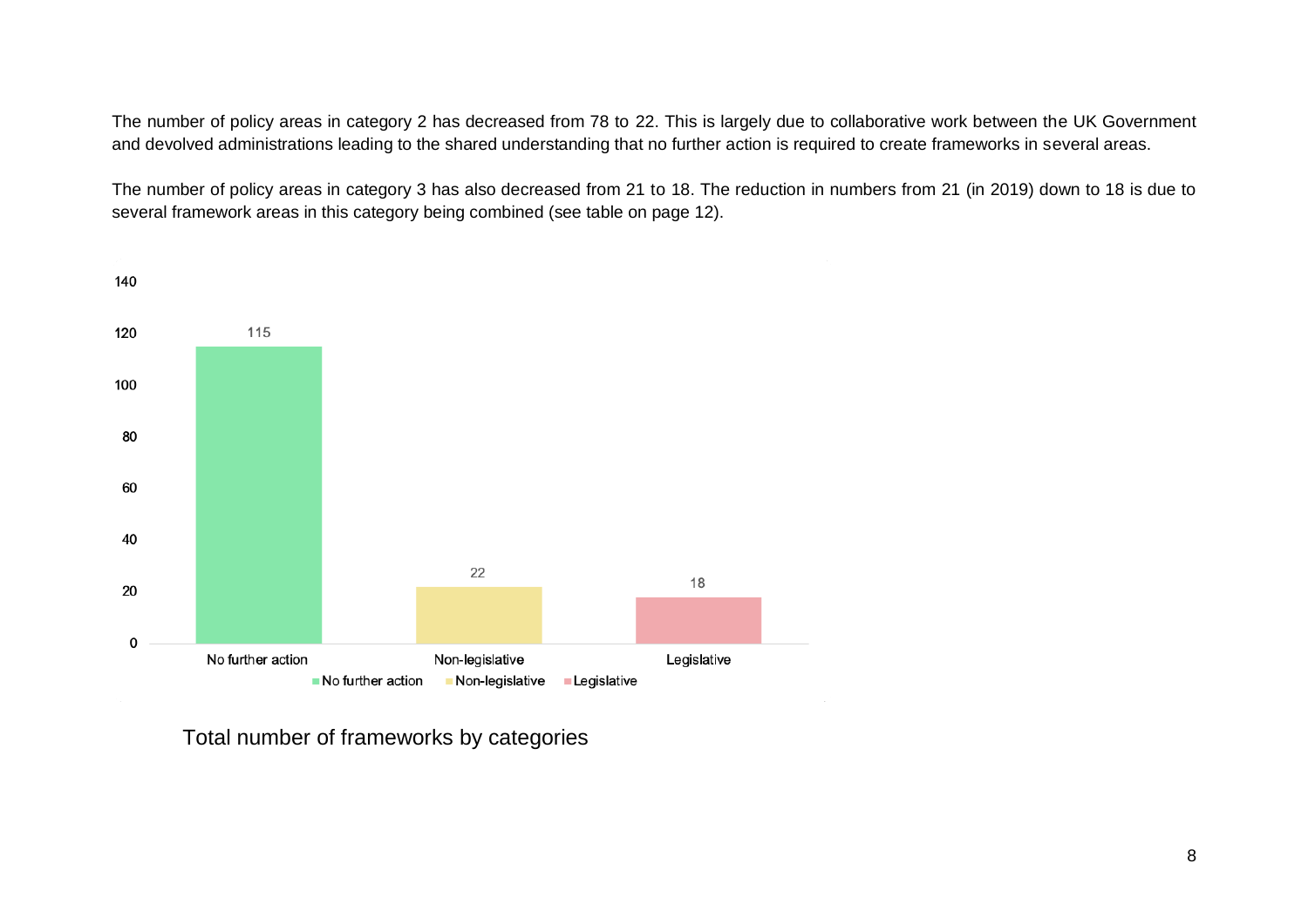The number of policy areas in category 2 has decreased from 78 to 22. This is largely due to collaborative work between the UK Government and devolved administrations leading to the shared understanding that no further action is required to create frameworks in several areas.

The number of policy areas in category 3 has also decreased from 21 to 18. The reduction in numbers from 21 (in 2019) down to 18 is due to several framework areas in this category being combined (see table on page 12).

| Category | Number |
| --- | --- |
| No further action | 115 |
| Non-legislative | 22 |
| Legislative | 18 |

Total number of frameworks by categories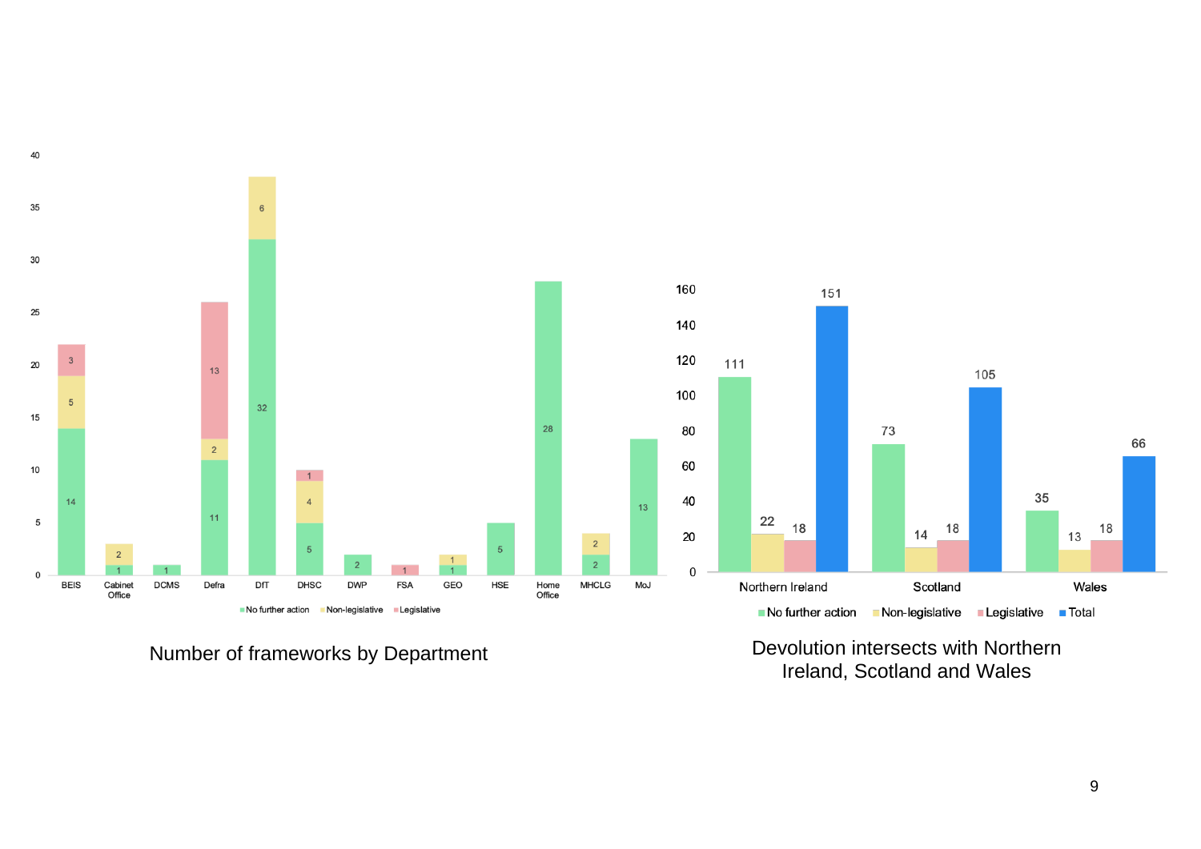| Department | No further action | Non-legislative | Legislative |
| --- | --- | --- | --- |
| BEIS | 14 | 5 | 3 |
| Cabinet Office | 1 | 2 | |
| DCMS | 1 | | |
| Defra | 11 | 2 | 13 |
| DfT | 32 | 6 | |
| DHSC | 5 | 4 | 1 |
| DWP | 2 | | |
| FSA | | | 1 |
| GEO | 1 | 1 | |
| HSE | 5 | | |
| Home Office | 28 | | |
| MHCLG | 2 | 2 | |
| MoJ | 13 | | |

Number of frameworks by Department

| | No further action | Non-legislative | Legislative | Total |
| --- | --- | --- | --- | --- |
| Northern Ireland | 111 | 22 | 18 | 151 |
| Scotland | 73 | 14 | 18 | 105 |
| Wales | 35 | 13 | 18 | 66 |

Devolution intersects with Northern Ireland, Scotland and Wales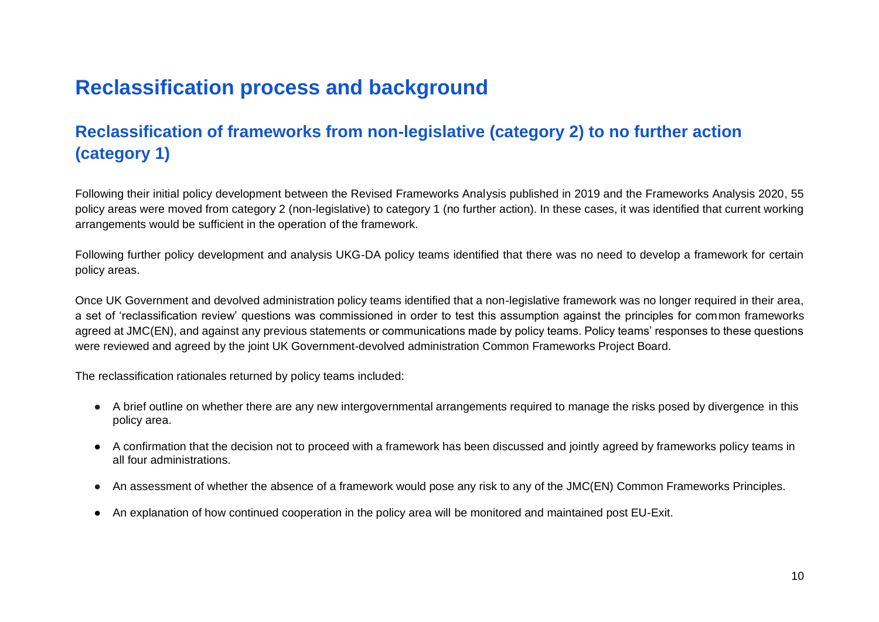# Reclassification process and background

## Reclassification of frameworks from non-legislative (category 2) to no further action (category 1)

Following their initial policy development between the Revised Frameworks Analysis published in 2019 and the Frameworks Analysis 2020, 55 policy areas were moved from category 2 (non-legislative) to category 1 (no further action). In these cases, it was identified that current working arrangements would be sufficient in the operation of the framework.

Following further policy development and analysis UKG-DA policy teams identified that there was no need to develop a framework for certain policy areas.

Once UK Government and devolved administration policy teams identified that a non-legislative framework was no longer required in their area, a set of 'reclassification review' questions was commissioned in order to test this assumption against the principles for common frameworks agreed at JMC(EN), and against any previous statements or communications made by policy teams. Policy teams' responses to these questions were reviewed and agreed by the joint UK Government-devolved administration Common Frameworks Project Board.

The reclassification rationales returned by policy teams included:

- A brief outline on whether there are any new intergovernmental arrangements required to manage the risks posed by divergence in this policy area.
- A confirmation that the decision not to proceed with a framework has been discussed and jointly agreed by frameworks policy teams in all four administrations.
- An assessment of whether the absence of a framework would pose any risk to any of the JMC(EN) Common Frameworks Principles.
- An explanation of how continued cooperation in the policy area will be monitored and maintained post EU-Exit.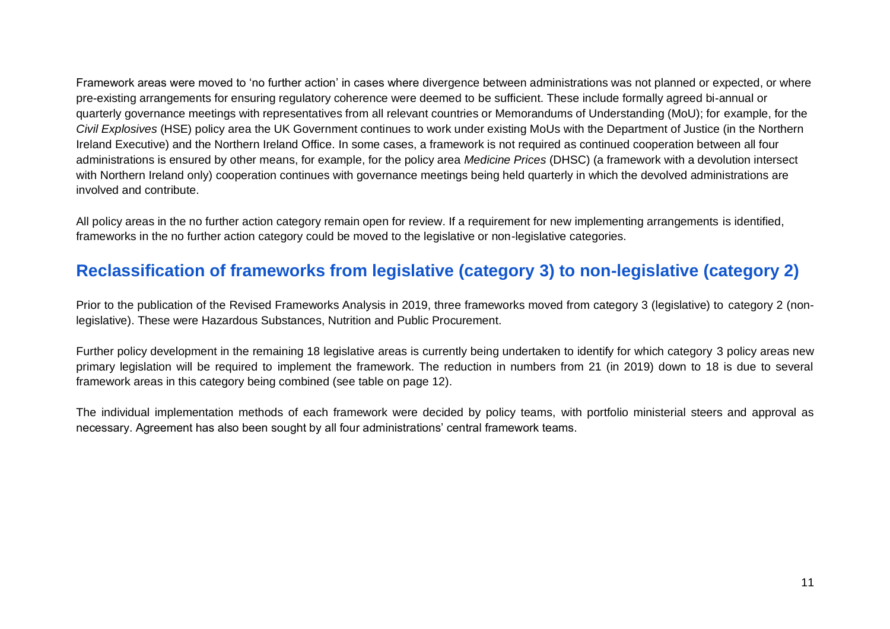Framework areas were moved to 'no further action' in cases where divergence between administrations was not planned or expected, or where pre-existing arrangements for ensuring regulatory coherence were deemed to be sufficient. These include formally agreed bi-annual or quarterly governance meetings with representatives from all relevant countries or Memorandums of Understanding (MoU); for example, for the *Civil Explosives* (HSE) policy area the UK Government continues to work under existing MoUs with the Department of Justice (in the Northern Ireland Executive) and the Northern Ireland Office. In some cases, a framework is not required as continued cooperation between all four administrations is ensured by other means, for example, for the policy area *Medicine Prices* (DHSC) (a framework with a devolution intersect with Northern Ireland only) cooperation continues with governance meetings being held quarterly in which the devolved administrations are involved and contribute.

All policy areas in the no further action category remain open for review. If a requirement for new implementing arrangements is identified, frameworks in the no further action category could be moved to the legislative or non-legislative categories.

## Reclassification of frameworks from legislative (category 3) to non-legislative (category 2)

Prior to the publication of the Revised Frameworks Analysis in 2019, three frameworks moved from category 3 (legislative) to category 2 (non-legislative). These were Hazardous Substances, Nutrition and Public Procurement.

Further policy development in the remaining 18 legislative areas is currently being undertaken to identify for which category 3 policy areas new primary legislation will be required to implement the framework. The reduction in numbers from 21 (in 2019) down to 18 is due to several framework areas in this category being combined (see table on page 12).

The individual implementation methods of each framework were decided by policy teams, with portfolio ministerial steers and approval as necessary. Agreement has also been sought by all four administrations' central framework teams.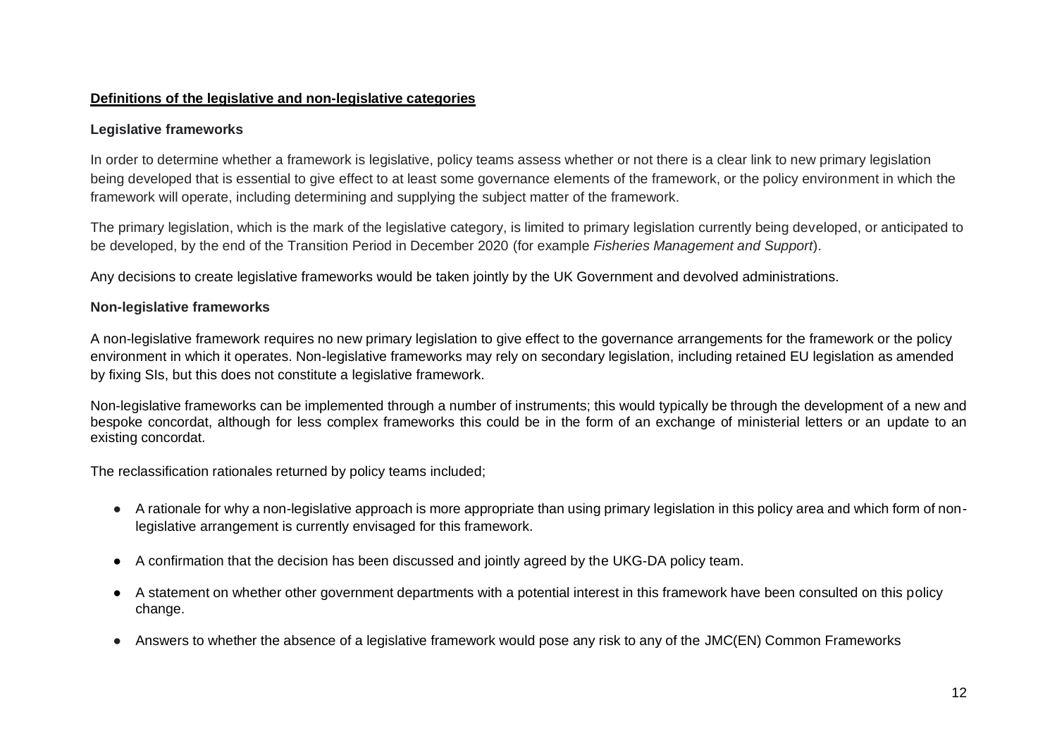## **Definitions of the legislative and non-legislative categories**

### Legislative frameworks

In order to determine whether a framework is legislative, policy teams assess whether or not there is a clear link to new primary legislation being developed that is essential to give effect to at least some governance elements of the framework, or the policy environment in which the framework will operate, including determining and supplying the subject matter of the framework.

The primary legislation, which is the mark of the legislative category, is limited to primary legislation currently being developed, or anticipated to be developed, by the end of the Transition Period in December 2020 (for example *Fisheries Management and Support*).

Any decisions to create legislative frameworks would be taken jointly by the UK Government and devolved administrations.

### Non-legislative frameworks

A non-legislative framework requires no new primary legislation to give effect to the governance arrangements for the framework or the policy environment in which it operates. Non-legislative frameworks may rely on secondary legislation, including retained EU legislation as amended by fixing SIs, but this does not constitute a legislative framework.

Non-legislative frameworks can be implemented through a number of instruments; this would typically be through the development of a new and bespoke concordat, although for less complex frameworks this could be in the form of an exchange of ministerial letters or an update to an existing concordat.

The reclassification rationales returned by policy teams included;

- A rationale for why a non-legislative approach is more appropriate than using primary legislation in this policy area and which form of non-legislative arrangement is currently envisaged for this framework.
- A confirmation that the decision has been discussed and jointly agreed by the UKG-DA policy team.
- A statement on whether other government departments with a potential interest in this framework have been consulted on this policy change.
- Answers to whether the absence of a legislative framework would pose any risk to any of the JMC(EN) Common Frameworks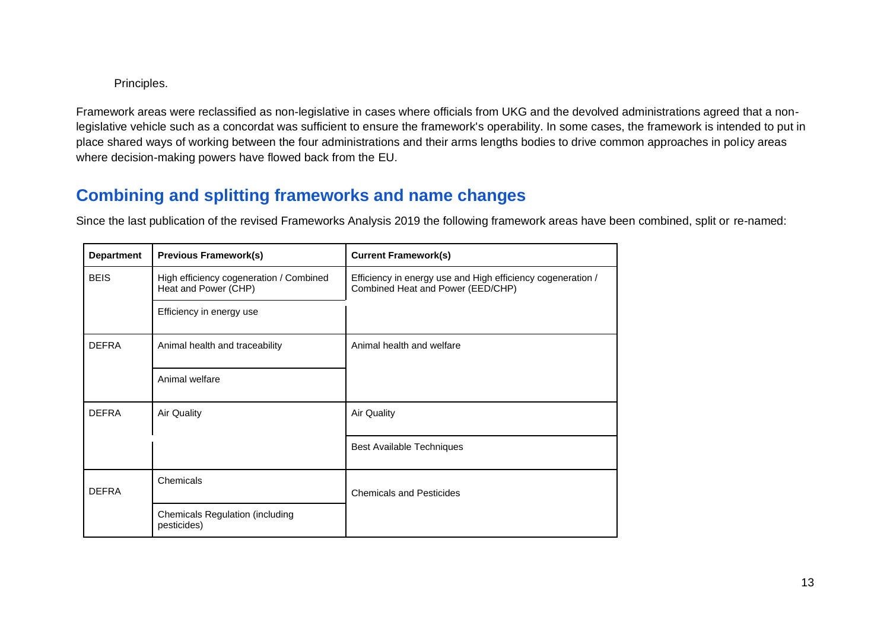Principles.

Framework areas were reclassified as non-legislative in cases where officials from UKG and the devolved administrations agreed that a non-legislative vehicle such as a concordat was sufficient to ensure the framework's operability. In some cases, the framework is intended to put in place shared ways of working between the four administrations and their arms lengths bodies to drive common approaches in policy areas where decision-making powers have flowed back from the EU.

## Combining and splitting frameworks and name changes

Since the last publication of the revised Frameworks Analysis 2019 the following framework areas have been combined, split or re-named:

| Department | Previous Framework(s) | Current Framework(s) |
|---|---|---|
| BEIS | High efficiency cogeneration / Combined Heat and Power (CHP) | Efficiency in energy use and High efficiency cogeneration / Combined Heat and Power (EED/CHP) |
| | Efficiency in energy use | |
| DEFRA | Animal health and traceability | Animal health and welfare |
| | Animal welfare | |
| DEFRA | Air Quality | Air Quality |
| | | Best Available Techniques |
| DEFRA | Chemicals | Chemicals and Pesticides |
| | Chemicals Regulation (including pesticides) | |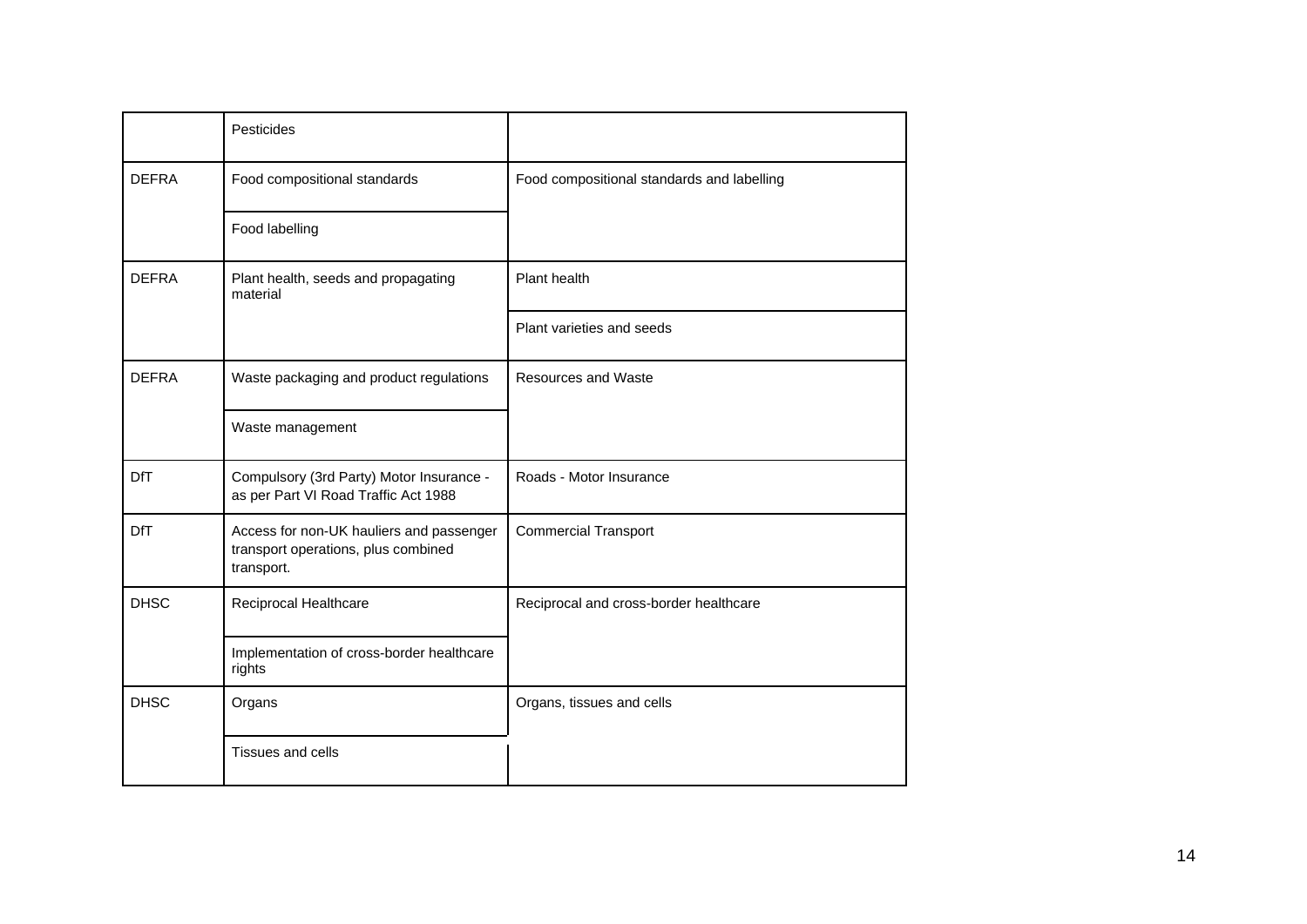| | | |
|---|---|---|
| | Pesticides | |
| DEFRA | Food compositional standards | Food compositional standards and labelling |
| | Food labelling | |
| DEFRA | Plant health, seeds and propagating material | Plant health |
| | | Plant varieties and seeds |
| DEFRA | Waste packaging and product regulations | Resources and Waste |
| | Waste management | |
| DfT | Compulsory (3rd Party) Motor Insurance - as per Part VI Road Traffic Act 1988 | Roads - Motor Insurance |
| DfT | Access for non-UK hauliers and passenger transport operations, plus combined transport. | Commercial Transport |
| DHSC | Reciprocal Healthcare | Reciprocal and cross-border healthcare |
| | Implementation of cross-border healthcare rights | |
| DHSC | Organs | Organs, tissues and cells |
| | Tissues and cells | |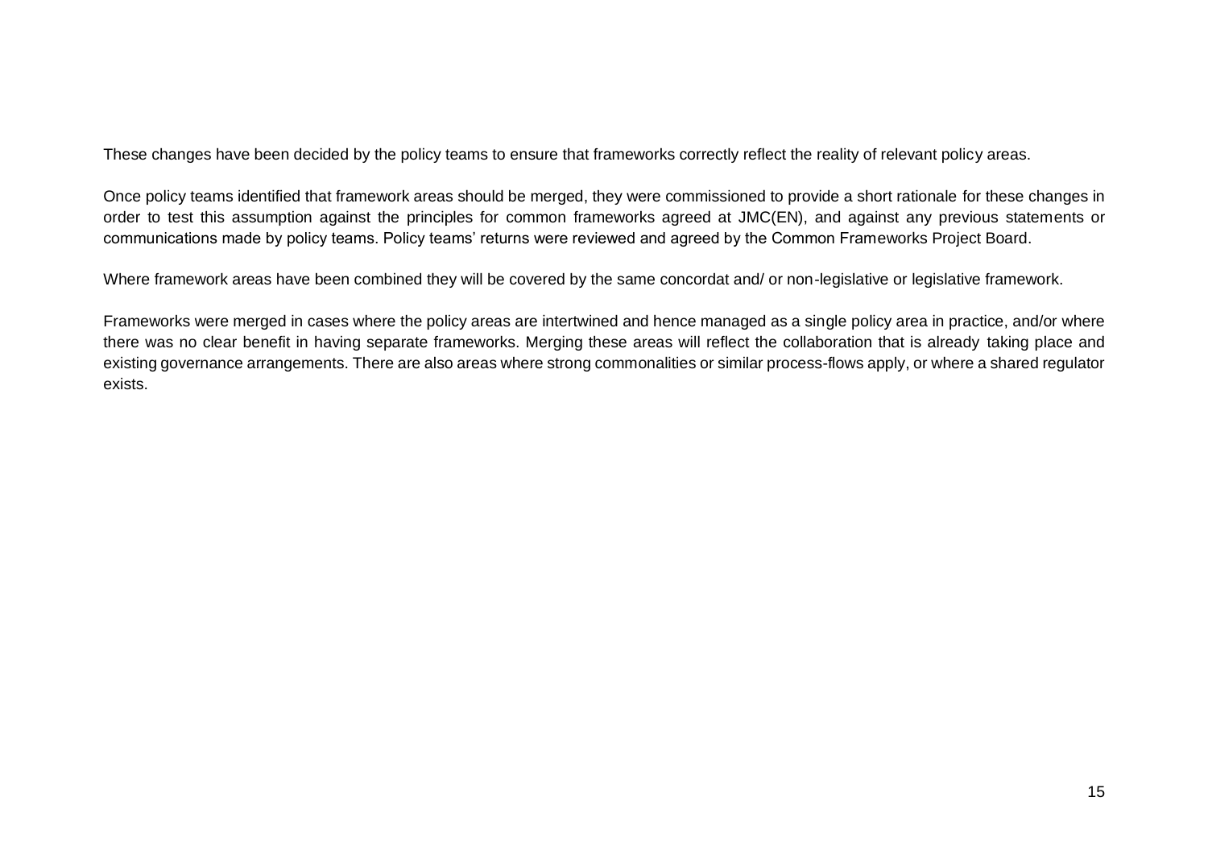These changes have been decided by the policy teams to ensure that frameworks correctly reflect the reality of relevant policy areas.

Once policy teams identified that framework areas should be merged, they were commissioned to provide a short rationale for these changes in order to test this assumption against the principles for common frameworks agreed at JMC(EN), and against any previous statements or communications made by policy teams. Policy teams' returns were reviewed and agreed by the Common Frameworks Project Board.

Where framework areas have been combined they will be covered by the same concordat and/ or non-legislative or legislative framework.

Frameworks were merged in cases where the policy areas are intertwined and hence managed as a single policy area in practice, and/or where there was no clear benefit in having separate frameworks. Merging these areas will reflect the collaboration that is already taking place and existing governance arrangements. There are also areas where strong commonalities or similar process-flows apply, or where a shared regulator exists.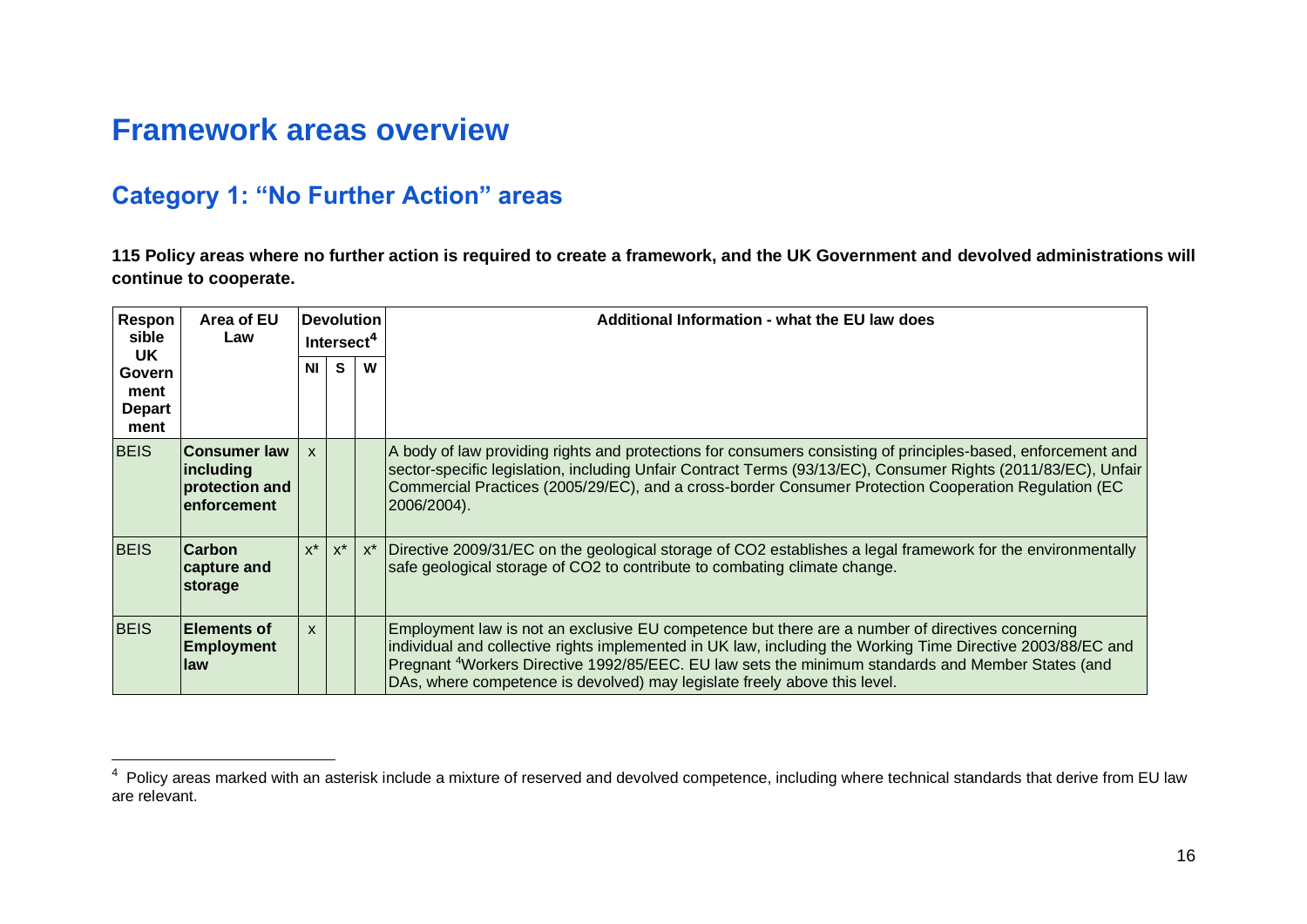# Framework areas overview

## Category 1: "No Further Action" areas

**115 Policy areas where no further action is required to create a framework, and the UK Government and devolved administrations will continue to cooperate.**

| Responsible UK Government Department | Area of EU Law | Devolution Intersect[4] | | | Additional Information - what the EU law does |
|---|---|---|---|---|---|
| | | NI | S | W | |
| BEIS | **Consumer law including protection and enforcement** | x | | | A body of law providing rights and protections for consumers consisting of principles-based, enforcement and sector-specific legislation, including Unfair Contract Terms (93/13/EC), Consumer Rights (2011/83/EC), Unfair Commercial Practices (2005/29/EC), and a cross-border Consumer Protection Cooperation Regulation (EC 2006/2004). |
| BEIS | **Carbon capture and storage** | x* | x* | x* | Directive 2009/31/EC on the geological storage of $CO_2$ establishes a legal framework for the environmentally safe geological storage of $CO_2$ to contribute to combating climate change. |
| BEIS | **Elements of Employment law** | x | | | Employment law is not an exclusive EU competence but there are a number of directives concerning individual and collective rights implemented in UK law, including the Working Time Directive 2003/88/EC and Pregnant [4]Workers Directive 1992/85/EEC. EU law sets the minimum standards and Member States (and DAs, where competence is devolved) may legislate freely above this level. |

[4] Policy areas marked with an asterisk include a mixture of reserved and devolved competence, including where technical standards that derive from EU law are relevant.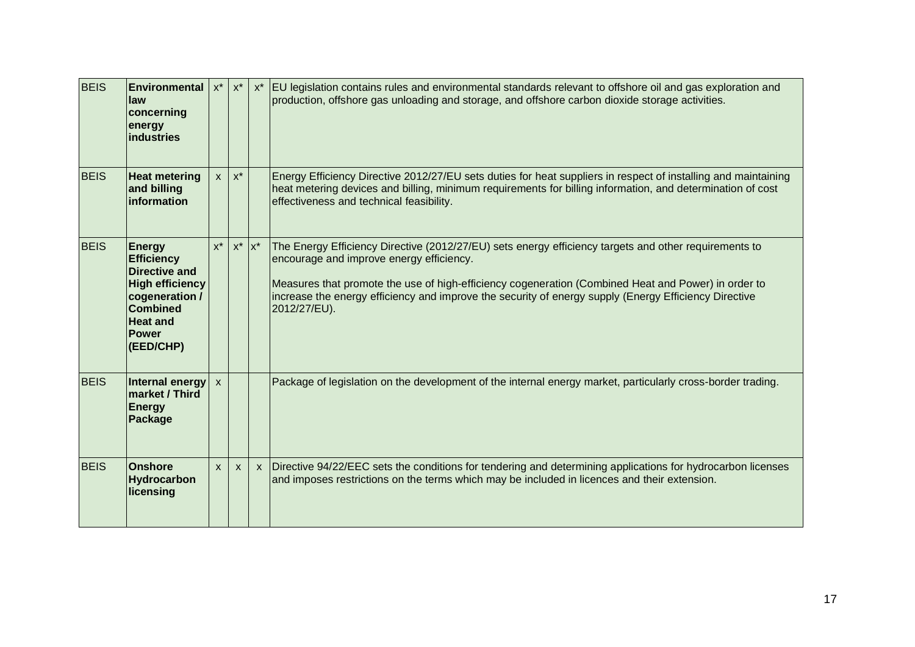| BEIS | Environmental law concerning energy industries | x* | x* | x* | EU legislation contains rules and environmental standards relevant to offshore oil and gas exploration and production, offshore gas unloading and storage, and offshore carbon dioxide storage activities. |
|---|---|---|---|---|---|
| BEIS | **Heat metering and billing information** | x | x* | | Energy Efficiency Directive 2012/27/EU sets duties for heat suppliers in respect of installing and maintaining heat metering devices and billing, minimum requirements for billing information, and determination of cost effectiveness and technical feasibility. |
| BEIS | **Energy Efficiency Directive and High efficiency cogeneration / Combined Heat and Power (EED/CHP)** | x* | x* | x* | The Energy Efficiency Directive (2012/27/EU) sets energy efficiency targets and other requirements to encourage and improve energy efficiency.<br><br>Measures that promote the use of high-efficiency cogeneration (Combined Heat and Power) in order to increase the energy efficiency and improve the security of energy supply (Energy Efficiency Directive 2012/27/EU). |
| BEIS | **Internal energy market / Third Energy Package** | x | | | Package of legislation on the development of the internal energy market, particularly cross-border trading. |
| BEIS | **Onshore Hydrocarbon licensing** | x | x | x | Directive 94/22/EEC sets the conditions for tendering and determining applications for hydrocarbon licenses and imposes restrictions on the terms which may be included in licences and their extension. |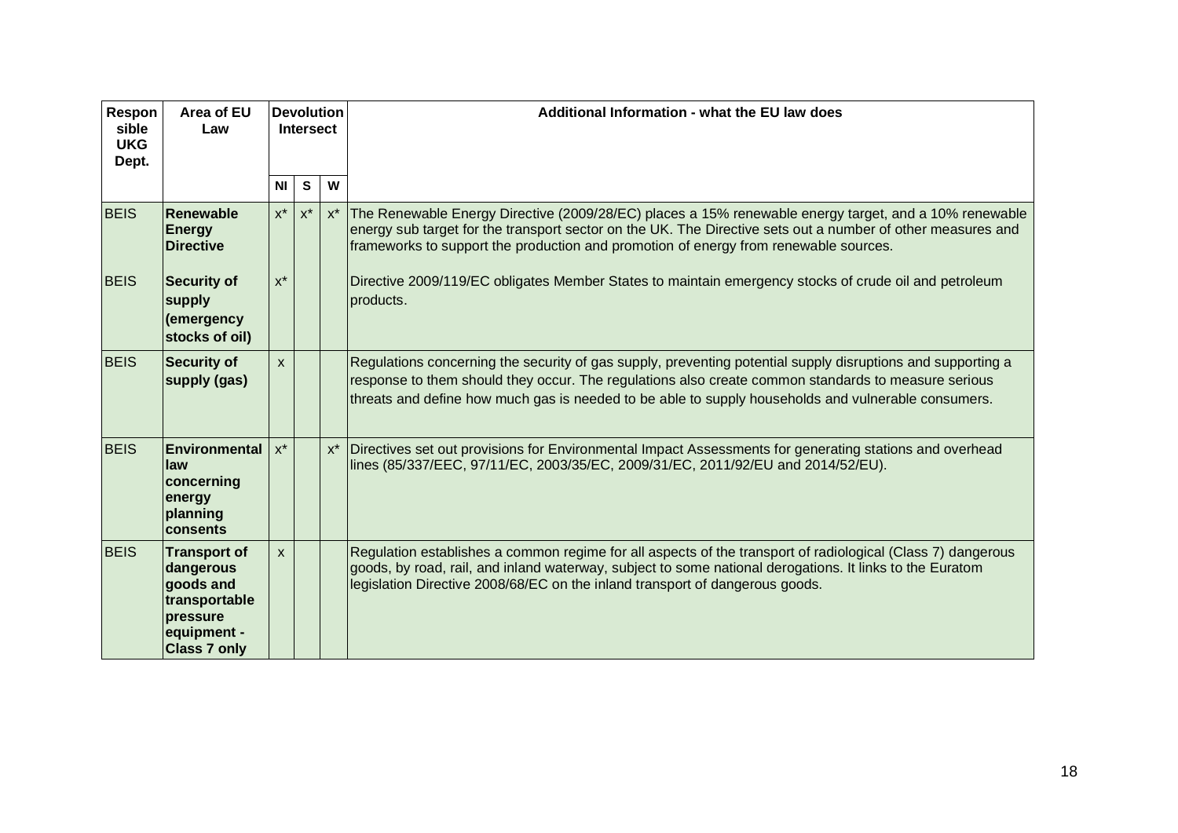| Responsible UKG Dept. | Area of EU Law | Devolution Intersect | | | Additional Information - what the EU law does |
|---|---|---|---|---|---|
| | | NI | S | W | |
| BEIS | **Renewable Energy Directive** | x* | x* | x* | The Renewable Energy Directive (2009/28/EC) places a 15% renewable energy target, and a 10% renewable energy sub target for the transport sector on the UK. The Directive sets out a number of other measures and frameworks to support the production and promotion of energy from renewable sources. |
| BEIS | **Security of supply (emergency stocks of oil)** | x* | | | Directive 2009/119/EC obligates Member States to maintain emergency stocks of crude oil and petroleum products. |
| BEIS | **Security of supply (gas)** | x | | | Regulations concerning the security of gas supply, preventing potential supply disruptions and supporting a response to them should they occur. The regulations also create common standards to measure serious threats and define how much gas is needed to be able to supply households and vulnerable consumers. |
| BEIS | **Environmental law concerning energy planning consents** | x* | | x* | Directives set out provisions for Environmental Impact Assessments for generating stations and overhead lines (85/337/EEC, 97/11/EC, 2003/35/EC, 2009/31/EC, 2011/92/EU and 2014/52/EU). |
| BEIS | **Transport of dangerous goods and transportable pressure equipment - Class 7 only** | x | | | Regulation establishes a common regime for all aspects of the transport of radiological (Class 7) dangerous goods, by road, rail, and inland waterway, subject to some national derogations. It links to the Euratom legislation Directive 2008/68/EC on the inland transport of dangerous goods. |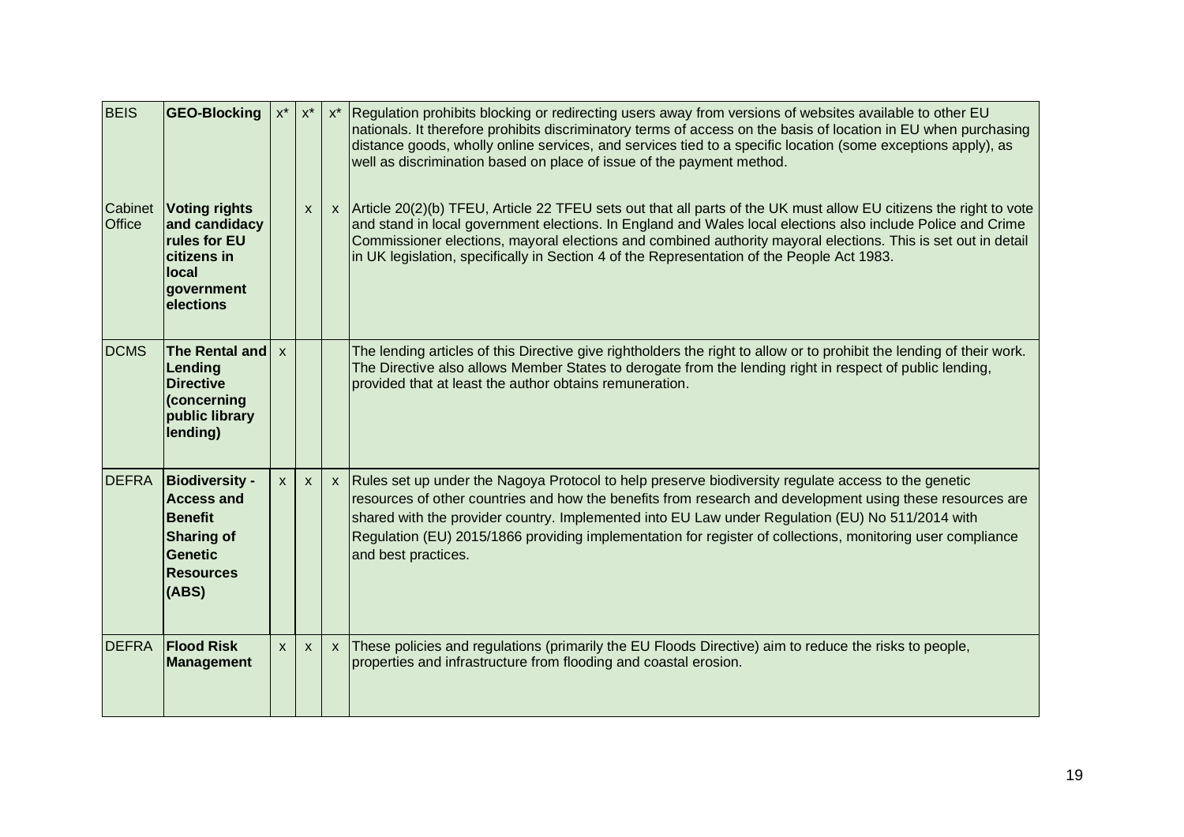| | | | | | |
|---|---|---|---|---|---|
| BEIS | **GEO-Blocking** | x* | x* | x* | Regulation prohibits blocking or redirecting users away from versions of websites available to other EU nationals. It therefore prohibits discriminatory terms of access on the basis of location in EU when purchasing distance goods, wholly online services, and services tied to a specific location (some exceptions apply), as well as discrimination based on place of issue of the payment method. |
| Cabinet Office | **Voting rights and candidacy rules for EU citizens in local government elections** | | x | x | Article 20(2)(b) TFEU, Article 22 TFEU sets out that all parts of the UK must allow EU citizens the right to vote and stand in local government elections. In England and Wales local elections also include Police and Crime Commissioner elections, mayoral elections and combined authority mayoral elections. This is set out in detail in UK legislation, specifically in Section 4 of the Representation of the People Act 1983. |
| DCMS | **The Rental and Lending Directive (concerning public library lending)** | x | | | The lending articles of this Directive give rightholders the right to allow or to prohibit the lending of their work. The Directive also allows Member States to derogate from the lending right in respect of public lending, provided that at least the author obtains remuneration. |
| DEFRA | **Biodiversity - Access and Benefit Sharing of Genetic Resources (ABS)** | x | x | x | Rules set up under the Nagoya Protocol to help preserve biodiversity regulate access to the genetic resources of other countries and how the benefits from research and development using these resources are shared with the provider country. Implemented into EU Law under Regulation (EU) No 511/2014 with Regulation (EU) 2015/1866 providing implementation for register of collections, monitoring user compliance and best practices. |
| DEFRA | **Flood Risk Management** | x | x | x | These policies and regulations (primarily the EU Floods Directive) aim to reduce the risks to people, properties and infrastructure from flooding and coastal erosion. |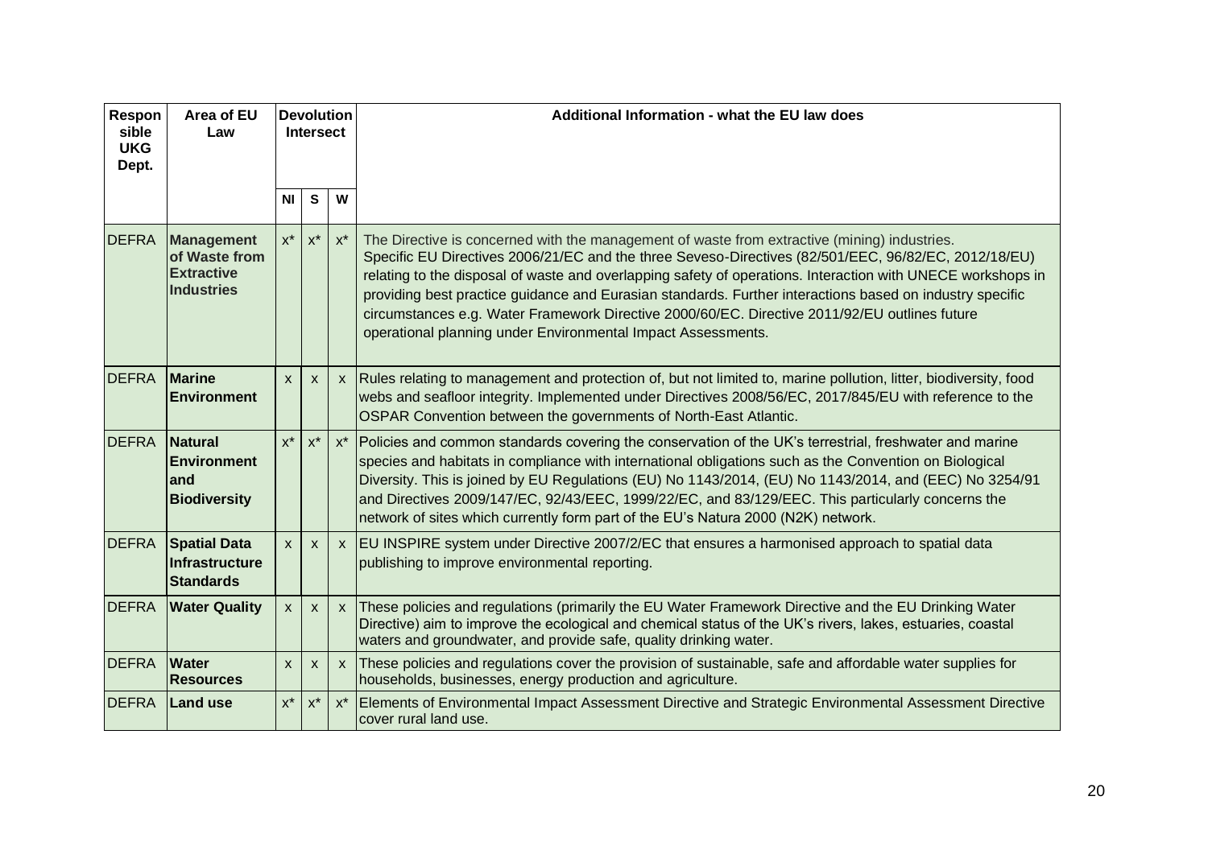| Responsible UKG Dept. | Area of EU Law | Devolution Intersect | | | Additional Information - what the EU law does |
|---|---|---|---|---|---|
| | | NI | S | W | |
| DEFRA | **Management of Waste from Extractive Industries** | x* | x* | x* | The Directive is concerned with the management of waste from extractive (mining) industries. Specific EU Directives 2006/21/EC and the three Seveso-Directives (82/501/EEC, 96/82/EC, 2012/18/EU) relating to the disposal of waste and overlapping safety of operations. Interaction with UNECE workshops in providing best practice guidance and Eurasian standards. Further interactions based on industry specific circumstances e.g. Water Framework Directive 2000/60/EC. Directive 2011/92/EU outlines future operational planning under Environmental Impact Assessments. |
| DEFRA | **Marine Environment** | x | x | x | Rules relating to management and protection of, but not limited to, marine pollution, litter, biodiversity, food webs and seafloor integrity. Implemented under Directives 2008/56/EC, 2017/845/EU with reference to the OSPAR Convention between the governments of North-East Atlantic. |
| DEFRA | **Natural Environment and Biodiversity** | x* | x* | x* | Policies and common standards covering the conservation of the UK's terrestrial, freshwater and marine species and habitats in compliance with international obligations such as the Convention on Biological Diversity. This is joined by EU Regulations (EU) No 1143/2014, (EU) No 1143/2014, and (EEC) No 3254/91 and Directives 2009/147/EC, 92/43/EEC, 1999/22/EC, and 83/129/EEC. This particularly concerns the network of sites which currently form part of the EU's Natura 2000 (N2K) network. |
| DEFRA | **Spatial Data Infrastructure Standards** | x | x | x | EU INSPIRE system under Directive 2007/2/EC that ensures a harmonised approach to spatial data publishing to improve environmental reporting. |
| DEFRA | **Water Quality** | x | x | x | These policies and regulations (primarily the EU Water Framework Directive and the EU Drinking Water Directive) aim to improve the ecological and chemical status of the UK's rivers, lakes, estuaries, coastal waters and groundwater, and provide safe, quality drinking water. |
| DEFRA | **Water Resources** | x | x | x | These policies and regulations cover the provision of sustainable, safe and affordable water supplies for households, businesses, energy production and agriculture. |
| DEFRA | **Land use** | x* | x* | x* | Elements of Environmental Impact Assessment Directive and Strategic Environmental Assessment Directive cover rural land use. |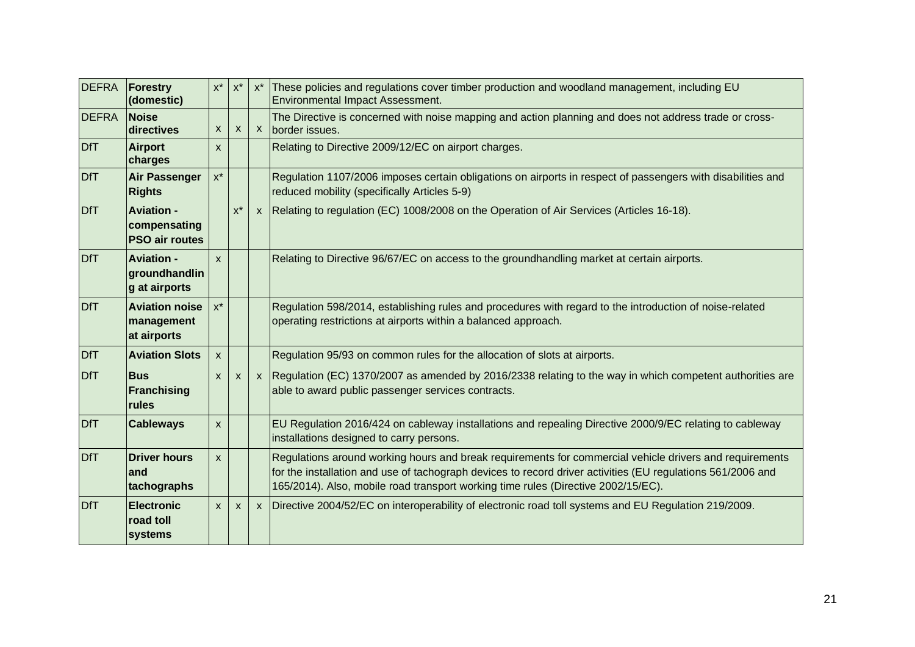| | | | | | |
|---|---|---|---|---|---|
| DEFRA | **Forestry (domestic)** | x* | x* | x* | These policies and regulations cover timber production and woodland management, including EU Environmental Impact Assessment. |
| DEFRA | **Noise directives** | x | x | x | The Directive is concerned with noise mapping and action planning and does not address trade or cross-border issues. |
| DfT | **Airport charges** | x | | | Relating to Directive 2009/12/EC on airport charges. |
| DfT | **Air Passenger Rights** | x* | | | Regulation 1107/2006 imposes certain obligations on airports in respect of passengers with disabilities and reduced mobility (specifically Articles 5-9) |
| DfT | **Aviation - compensating PSO air routes** | | x* | x | Relating to regulation (EC) 1008/2008 on the Operation of Air Services (Articles 16-18). |
| DfT | **Aviation - groundhandling at airports** | x | | | Relating to Directive 96/67/EC on access to the groundhandling market at certain airports. |
| DfT | **Aviation noise management at airports** | x* | | | Regulation 598/2014, establishing rules and procedures with regard to the introduction of noise-related operating restrictions at airports within a balanced approach. |
| DfT | **Aviation Slots** | x | | | Regulation 95/93 on common rules for the allocation of slots at airports. |
| DfT | **Bus Franchising rules** | x | x | x | Regulation (EC) 1370/2007 as amended by 2016/2338 relating to the way in which competent authorities are able to award public passenger services contracts. |
| DfT | **Cableways** | x | | | EU Regulation 2016/424 on cableway installations and repealing Directive 2000/9/EC relating to cableway installations designed to carry persons. |
| DfT | **Driver hours and tachographs** | x | | | Regulations around working hours and break requirements for commercial vehicle drivers and requirements for the installation and use of tachograph devices to record driver activities (EU regulations 561/2006 and 165/2014). Also, mobile road transport working time rules (Directive 2002/15/EC). |
| DfT | **Electronic road toll systems** | x | x | x | Directive 2004/52/EC on interoperability of electronic road toll systems and EU Regulation 219/2009. |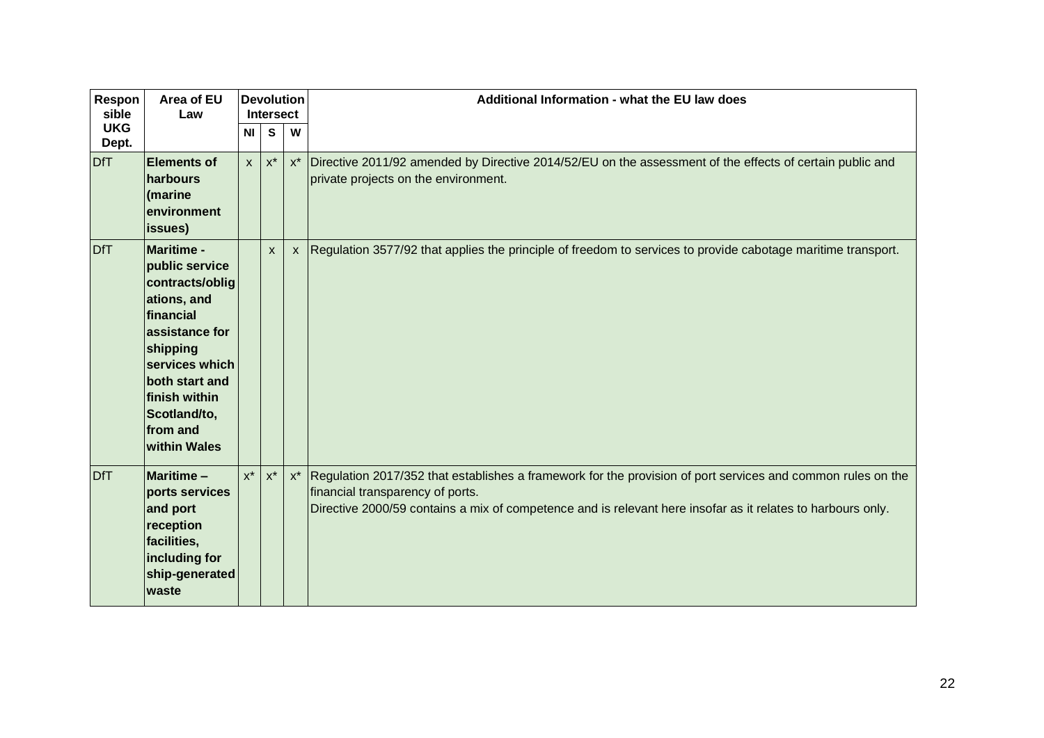| Responsible UKG Dept. | Area of EU Law | Devolution Intersect | | | Additional Information - what the EU law does |
|---|---|---|---|---|---|
| | | NI | S | W | |
| DfT | **Elements of harbours (marine environment issues)** | x | x* | x* | Directive 2011/92 amended by Directive 2014/52/EU on the assessment of the effects of certain public and private projects on the environment. |
| DfT | **Maritime - public service contracts/obligations, and financial assistance for shipping services which both start and finish within Scotland/to, from and within Wales** | | x | x | Regulation 3577/92 that applies the principle of freedom to services to provide cabotage maritime transport. |
| DfT | **Maritime – ports services and port reception facilities, including for ship-generated waste** | x* | x* | x* | Regulation 2017/352 that establishes a framework for the provision of port services and common rules on the financial transparency of ports.<br>Directive 2000/59 contains a mix of competence and is relevant here insofar as it relates to harbours only. |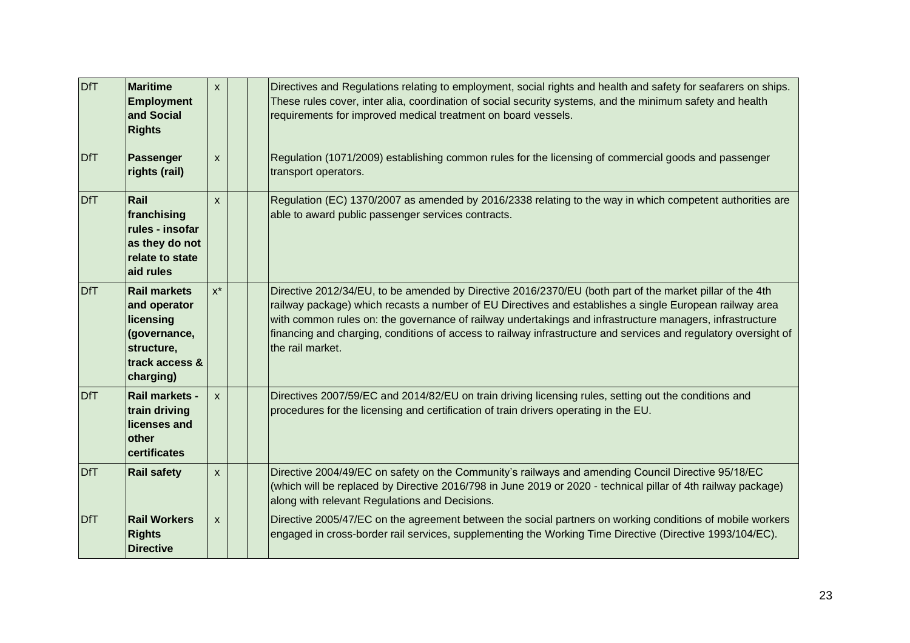| | | | | | |
|---|---|---|---|---|---|
| DfT | **Maritime Employment and Social Rights** | x | | | Directives and Regulations relating to employment, social rights and health and safety for seafarers on ships. These rules cover, inter alia, coordination of social security systems, and the minimum safety and health requirements for improved medical treatment on board vessels. |
| DfT | **Passenger rights (rail)** | x | | | Regulation (1071/2009) establishing common rules for the licensing of commercial goods and passenger transport operators. |
| DfT | **Rail franchising rules - insofar as they do not relate to state aid rules** | x | | | Regulation (EC) 1370/2007 as amended by 2016/2338 relating to the way in which competent authorities are able to award public passenger services contracts. |
| DfT | **Rail markets and operator licensing (governance, structure, track access & charging)** | x* | | | Directive 2012/34/EU, to be amended by Directive 2016/2370/EU (both part of the market pillar of the 4th railway package) which recasts a number of EU Directives and establishes a single European railway area with common rules on: the governance of railway undertakings and infrastructure managers, infrastructure financing and charging, conditions of access to railway infrastructure and services and regulatory oversight of the rail market. |
| DfT | **Rail markets - train driving licenses and other certificates** | x | | | Directives 2007/59/EC and 2014/82/EU on train driving licensing rules, setting out the conditions and procedures for the licensing and certification of train drivers operating in the EU. |
| DfT | **Rail safety** | x | | | Directive 2004/49/EC on safety on the Community's railways and amending Council Directive 95/18/EC (which will be replaced by Directive 2016/798 in June 2019 or 2020 - technical pillar of 4th railway package) along with relevant Regulations and Decisions. |
| DfT | **Rail Workers Rights Directive** | x | | | Directive 2005/47/EC on the agreement between the social partners on working conditions of mobile workers engaged in cross-border rail services, supplementing the Working Time Directive (Directive 1993/104/EC). |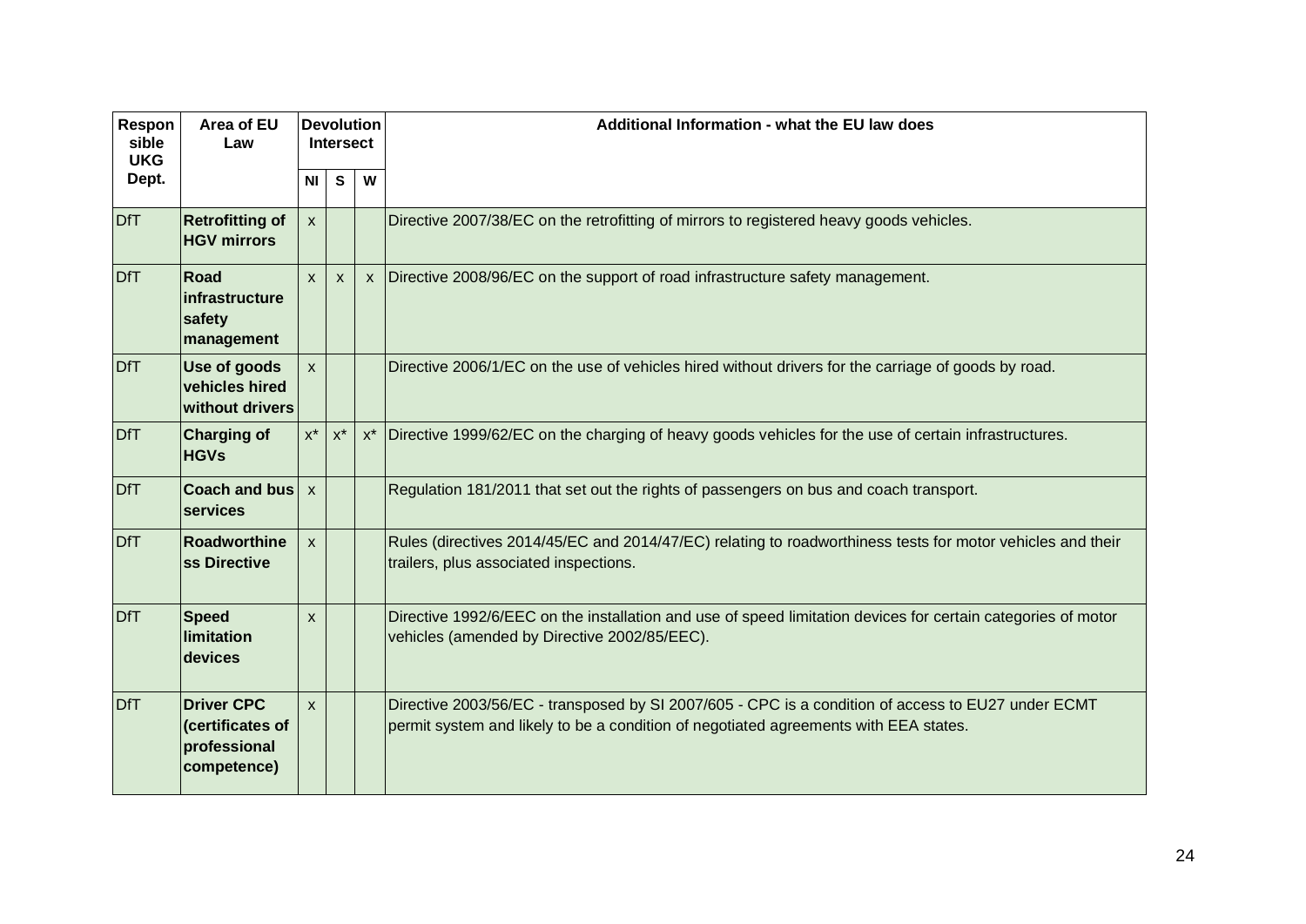| Responsible UKG Dept. | Area of EU Law | Devolution Intersect | | | Additional Information - what the EU law does |
|---|---|---|---|---|---|
| | | NI | S | W | |
| DfT | **Retrofitting of HGV mirrors** | x | | | Directive 2007/38/EC on the retrofitting of mirrors to registered heavy goods vehicles. |
| DfT | **Road infrastructure safety management** | x | x | x | Directive 2008/96/EC on the support of road infrastructure safety management. |
| DfT | **Use of goods vehicles hired without drivers** | x | | | Directive 2006/1/EC on the use of vehicles hired without drivers for the carriage of goods by road. |
| DfT | **Charging of HGVs** | x* | x* | x* | Directive 1999/62/EC on the charging of heavy goods vehicles for the use of certain infrastructures. |
| DfT | **Coach and bus services** | x | | | Regulation 181/2011 that set out the rights of passengers on bus and coach transport. |
| DfT | **Roadworthiness Directive** | x | | | Rules (directives 2014/45/EC and 2014/47/EC) relating to roadworthiness tests for motor vehicles and their trailers, plus associated inspections. |
| DfT | **Speed limitation devices** | x | | | Directive 1992/6/EEC on the installation and use of speed limitation devices for certain categories of motor vehicles (amended by Directive 2002/85/EEC). |
| DfT | **Driver CPC (certificates of professional competence)** | x | | | Directive 2003/56/EC - transposed by SI 2007/605 - CPC is a condition of access to EU27 under ECMT permit system and likely to be a condition of negotiated agreements with EEA states. |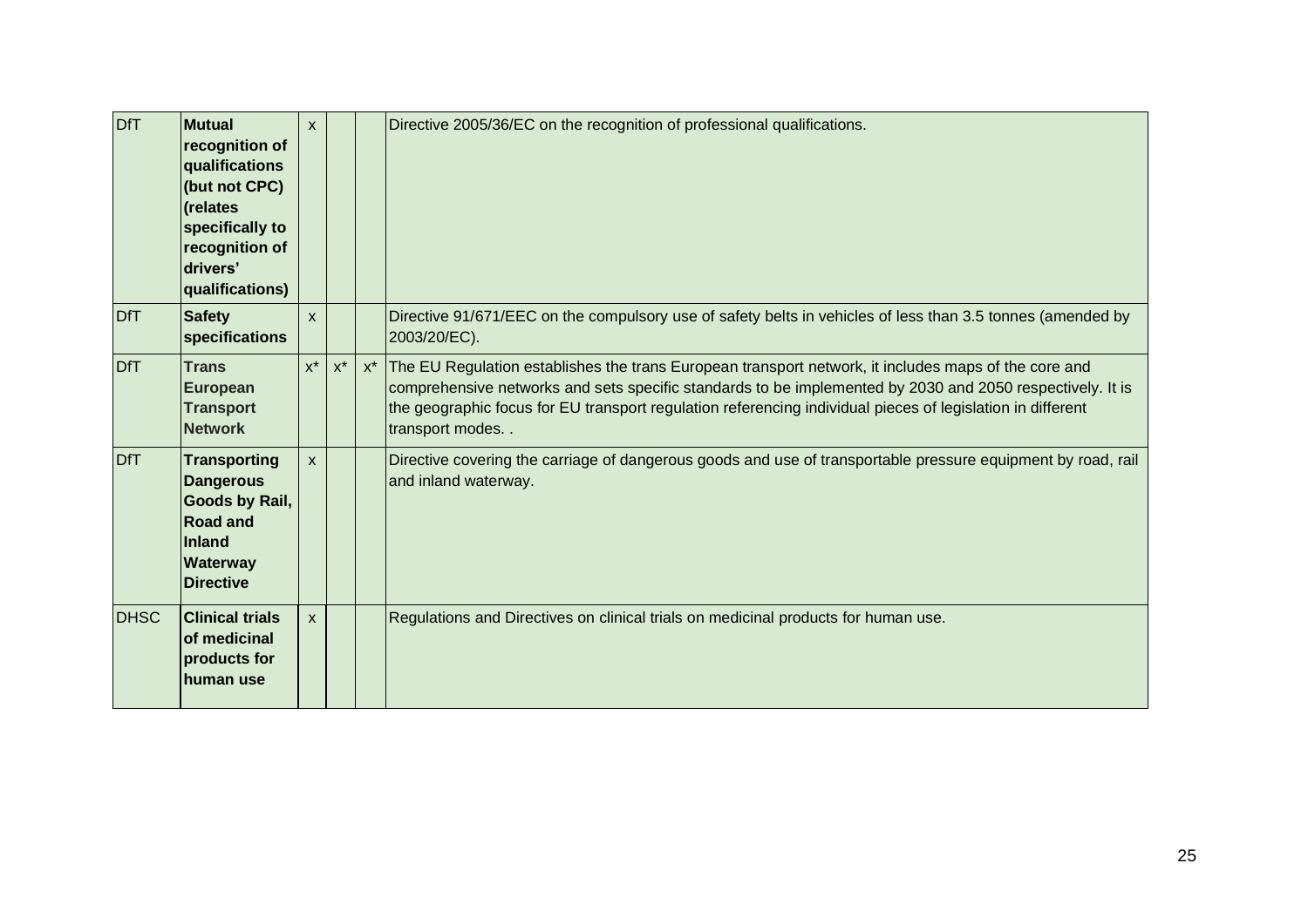| | | | | | |
|---|---|---|---|---|---|
| DfT | **Mutual recognition of qualifications (but not CPC) (relates specifically to recognition of drivers' qualifications)** | x | | | Directive 2005/36/EC on the recognition of professional qualifications. |
| DfT | **Safety specifications** | x | | | Directive 91/671/EEC on the compulsory use of safety belts in vehicles of less than 3.5 tonnes (amended by 2003/20/EC). |
| DfT | **Trans European Transport Network** | x* | x* | x* | The EU Regulation establishes the trans European transport network, it includes maps of the core and comprehensive networks and sets specific standards to be implemented by 2030 and 2050 respectively. It is the geographic focus for EU transport regulation referencing individual pieces of legislation in different transport modes. . |
| DfT | **Transporting Dangerous Goods by Rail, Road and Inland Waterway Directive** | x | | | Directive covering the carriage of dangerous goods and use of transportable pressure equipment by road, rail and inland waterway. |
| DHSC | **Clinical trials of medicinal products for human use** | x | | | Regulations and Directives on clinical trials on medicinal products for human use. |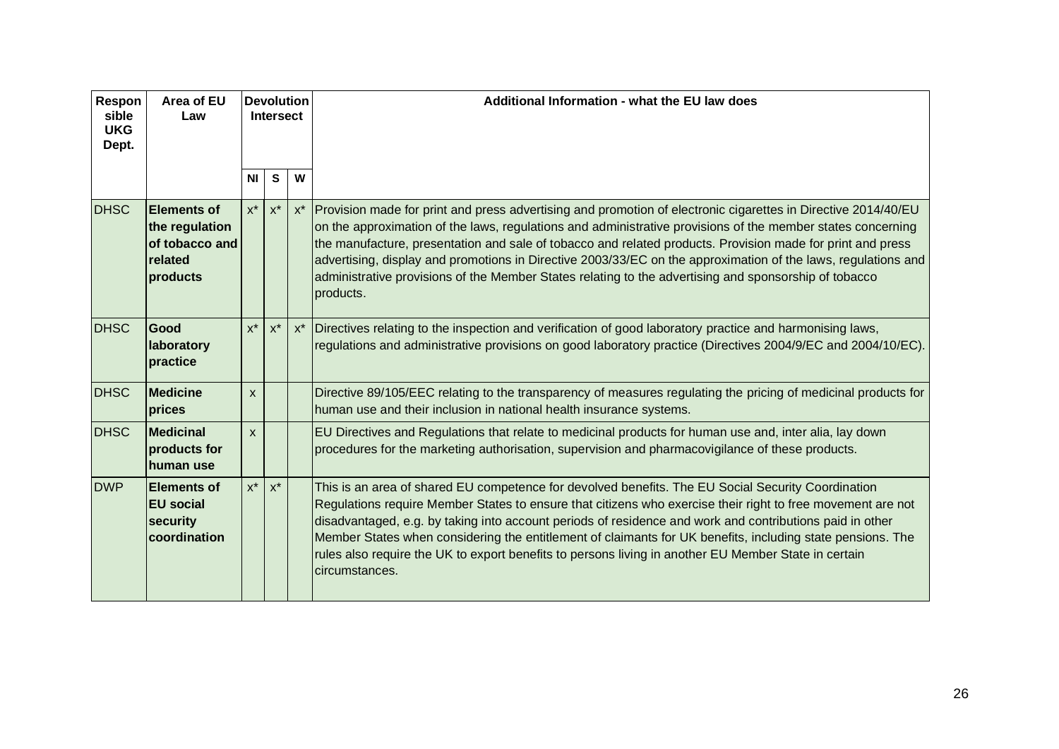| Responsible UKG Dept. | Area of EU Law | Devolution Intersect | | | Additional Information - what the EU law does |
|---|---|---|---|---|---|
| | | NI | S | W | |
| DHSC | **Elements of the regulation of tobacco and related products** | x* | x* | x* | Provision made for print and press advertising and promotion of electronic cigarettes in Directive 2014/40/EU on the approximation of the laws, regulations and administrative provisions of the member states concerning the manufacture, presentation and sale of tobacco and related products. Provision made for print and press advertising, display and promotions in Directive 2003/33/EC on the approximation of the laws, regulations and administrative provisions of the Member States relating to the advertising and sponsorship of tobacco products. |
| DHSC | **Good laboratory practice** | x* | x* | x* | Directives relating to the inspection and verification of good laboratory practice and harmonising laws, regulations and administrative provisions on good laboratory practice (Directives 2004/9/EC and 2004/10/EC). |
| DHSC | **Medicine prices** | x | | | Directive 89/105/EEC relating to the transparency of measures regulating the pricing of medicinal products for human use and their inclusion in national health insurance systems. |
| DHSC | **Medicinal products for human use** | x | | | EU Directives and Regulations that relate to medicinal products for human use and, inter alia, lay down procedures for the marketing authorisation, supervision and pharmacovigilance of these products. |
| DWP | **Elements of EU social security coordination** | x* | x* | | This is an area of shared EU competence for devolved benefits. The EU Social Security Coordination Regulations require Member States to ensure that citizens who exercise their right to free movement are not disadvantaged, e.g. by taking into account periods of residence and work and contributions paid in other Member States when considering the entitlement of claimants for UK benefits, including state pensions. The rules also require the UK to export benefits to persons living in another EU Member State in certain circumstances. |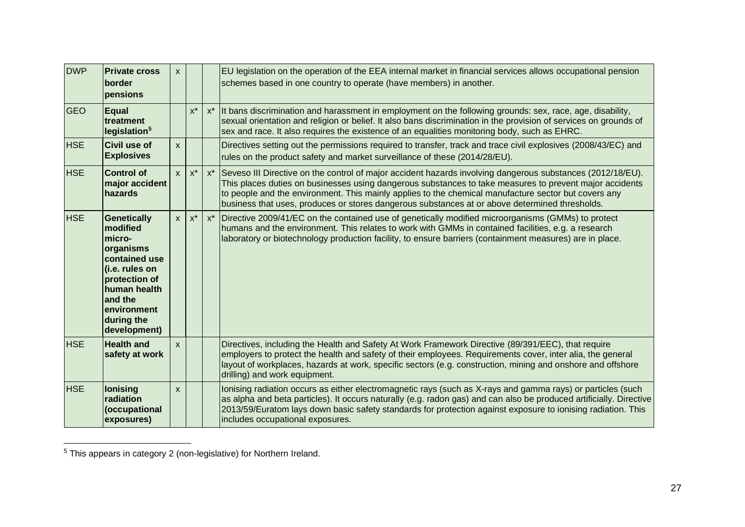| DWP | **Private cross border pensions** | x | | | EU legislation on the operation of the EEA internal market in financial services allows occupational pension schemes based in one country to operate (have members) in another. |
|---|---|---|---|---|---|
| GEO | **Equal treatment legislation[5]** | | x* | x* | It bans discrimination and harassment in employment on the following grounds: sex, race, age, disability, sexual orientation and religion or belief. It also bans discrimination in the provision of services on grounds of sex and race. It also requires the existence of an equalities monitoring body, such as EHRC. |
| HSE | **Civil use of Explosives** | x | | | Directives setting out the permissions required to transfer, track and trace civil explosives (2008/43/EC) and rules on the product safety and market surveillance of these (2014/28/EU). |
| HSE | **Control of major accident hazards** | x | x* | x* | Seveso III Directive on the control of major accident hazards involving dangerous substances (2012/18/EU). This places duties on businesses using dangerous substances to take measures to prevent major accidents to people and the environment. This mainly applies to the chemical manufacture sector but covers any business that uses, produces or stores dangerous substances at or above determined thresholds. |
| HSE | **Genetically modified micro-organisms contained use (i.e. rules on protection of human health and the environment during the development)** | x | x* | x* | Directive 2009/41/EC on the contained use of genetically modified microorganisms (GMMs) to protect humans and the environment. This relates to work with GMMs in contained facilities, e.g. a research laboratory or biotechnology production facility, to ensure barriers (containment measures) are in place. |
| HSE | **Health and safety at work** | x | | | Directives, including the Health and Safety At Work Framework Directive (89/391/EEC), that require employers to protect the health and safety of their employees. Requirements cover, inter alia, the general layout of workplaces, hazards at work, specific sectors (e.g. construction, mining and onshore and offshore drilling) and work equipment. |
| HSE | **Ionising radiation (occupational exposures)** | x | | | Ionising radiation occurs as either electromagnetic rays (such as X-rays and gamma rays) or particles (such as alpha and beta particles). It occurs naturally (e.g. radon gas) and can also be produced artificially. Directive 2013/59/Euratom lays down basic safety standards for protection against exposure to ionising radiation. This includes occupational exposures. |

[5] This appears in category 2 (non-legislative) for Northern Ireland.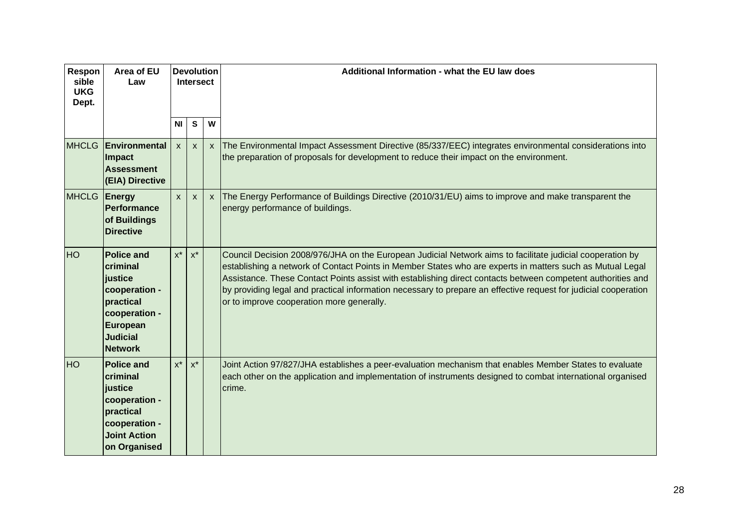| Responsible UKG Dept. | Area of EU Law | Devolution Intersect | | | Additional Information - what the EU law does |
|---|---|---|---|---|---|
| | | NI | S | W | |
| MHCLG | **Environmental Impact Assessment (EIA) Directive** | x | x | x | The Environmental Impact Assessment Directive (85/337/EEC) integrates environmental considerations into the preparation of proposals for development to reduce their impact on the environment. |
| MHCLG | **Energy Performance of Buildings Directive** | x | x | x | The Energy Performance of Buildings Directive (2010/31/EU) aims to improve and make transparent the energy performance of buildings. |
| HO | **Police and criminal justice cooperation - practical cooperation - European Judicial Network** | x* | x* | | Council Decision 2008/976/JHA on the European Judicial Network aims to facilitate judicial cooperation by establishing a network of Contact Points in Member States who are experts in matters such as Mutual Legal Assistance. These Contact Points assist with establishing direct contacts between competent authorities and by providing legal and practical information necessary to prepare an effective request for judicial cooperation or to improve cooperation more generally. |
| HO | **Police and criminal justice cooperation - practical cooperation - Joint Action on Organised** | x* | x* | | Joint Action 97/827/JHA establishes a peer-evaluation mechanism that enables Member States to evaluate each other on the application and implementation of instruments designed to combat international organised crime. |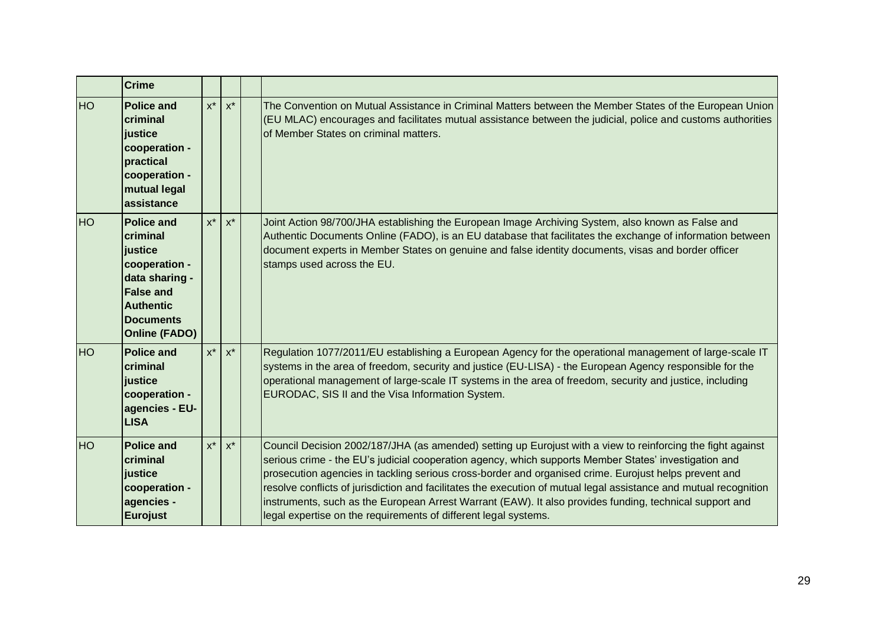| | **Crime** | | | | |
|---|---|---|---|---|---|
| HO | **Police and criminal justice cooperation - practical cooperation - mutual legal assistance** | x* | x* | | The Convention on Mutual Assistance in Criminal Matters between the Member States of the European Union (EU MLAC) encourages and facilitates mutual assistance between the judicial, police and customs authorities of Member States on criminal matters. |
| HO | **Police and criminal justice cooperation - data sharing - False and Authentic Documents Online (FADO)** | x* | x* | | Joint Action 98/700/JHA establishing the European Image Archiving System, also known as False and Authentic Documents Online (FADO), is an EU database that facilitates the exchange of information between document experts in Member States on genuine and false identity documents, visas and border officer stamps used across the EU. |
| HO | **Police and criminal justice cooperation - agencies - EU-LISA** | x* | x* | | Regulation 1077/2011/EU establishing a European Agency for the operational management of large-scale IT systems in the area of freedom, security and justice (EU-LISA) - the European Agency responsible for the operational management of large-scale IT systems in the area of freedom, security and justice, including EURODAC, SIS II and the Visa Information System. |
| HO | **Police and criminal justice cooperation - agencies - Eurojust** | x* | x* | | Council Decision 2002/187/JHA (as amended) setting up Eurojust with a view to reinforcing the fight against serious crime - the EU's judicial cooperation agency, which supports Member States' investigation and prosecution agencies in tackling serious cross-border and organised crime. Eurojust helps prevent and resolve conflicts of jurisdiction and facilitates the execution of mutual legal assistance and mutual recognition instruments, such as the European Arrest Warrant (EAW). It also provides funding, technical support and legal expertise on the requirements of different legal systems. |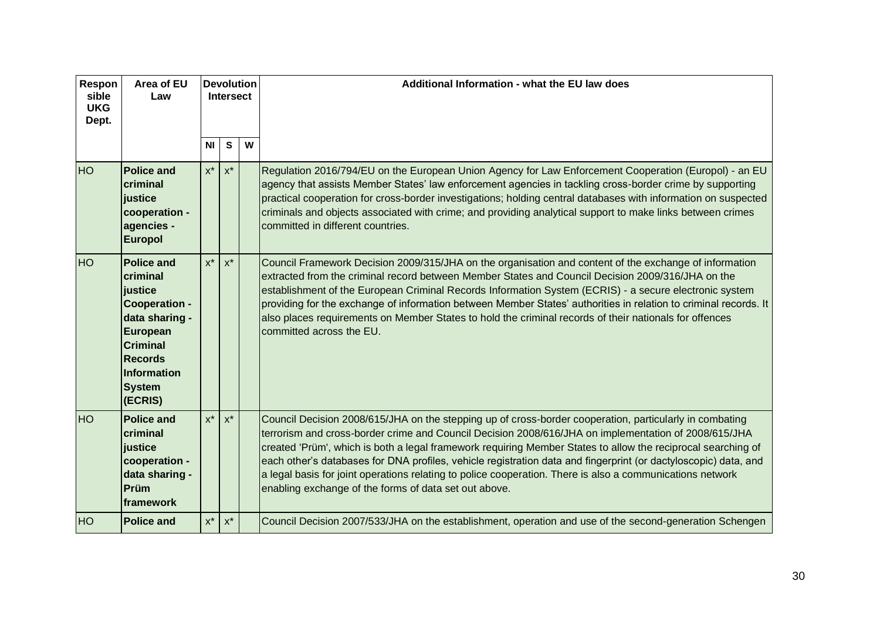| Responsible UKG Dept. | Area of EU Law | Devolution Intersect | | | Additional Information - what the EU law does |
|---|---|---|---|---|---|
| | | NI | S | W | |
| HO | **Police and criminal justice cooperation - agencies - Europol** | x* | x* | | Regulation 2016/794/EU on the European Union Agency for Law Enforcement Cooperation (Europol) - an EU agency that assists Member States' law enforcement agencies in tackling cross-border crime by supporting practical cooperation for cross-border investigations; holding central databases with information on suspected criminals and objects associated with crime; and providing analytical support to make links between crimes committed in different countries. |
| HO | **Police and criminal justice Cooperation - data sharing - European Criminal Records Information System (ECRIS)** | x* | x* | | Council Framework Decision 2009/315/JHA on the organisation and content of the exchange of information extracted from the criminal record between Member States and Council Decision 2009/316/JHA on the establishment of the European Criminal Records Information System (ECRIS) - a secure electronic system providing for the exchange of information between Member States' authorities in relation to criminal records. It also places requirements on Member States to hold the criminal records of their nationals for offences committed across the EU. |
| HO | **Police and criminal justice cooperation - data sharing - Prüm framework** | x* | x* | | Council Decision 2008/615/JHA on the stepping up of cross-border cooperation, particularly in combating terrorism and cross-border crime and Council Decision 2008/616/JHA on implementation of 2008/615/JHA created 'Prüm', which is both a legal framework requiring Member States to allow the reciprocal searching of each other's databases for DNA profiles, vehicle registration data and fingerprint (or dactyloscopic) data, and a legal basis for joint operations relating to police cooperation. There is also a communications network enabling exchange of the forms of data set out above. |
| HO | **Police and** | x* | x* | | Council Decision 2007/533/JHA on the establishment, operation and use of the second-generation Schengen |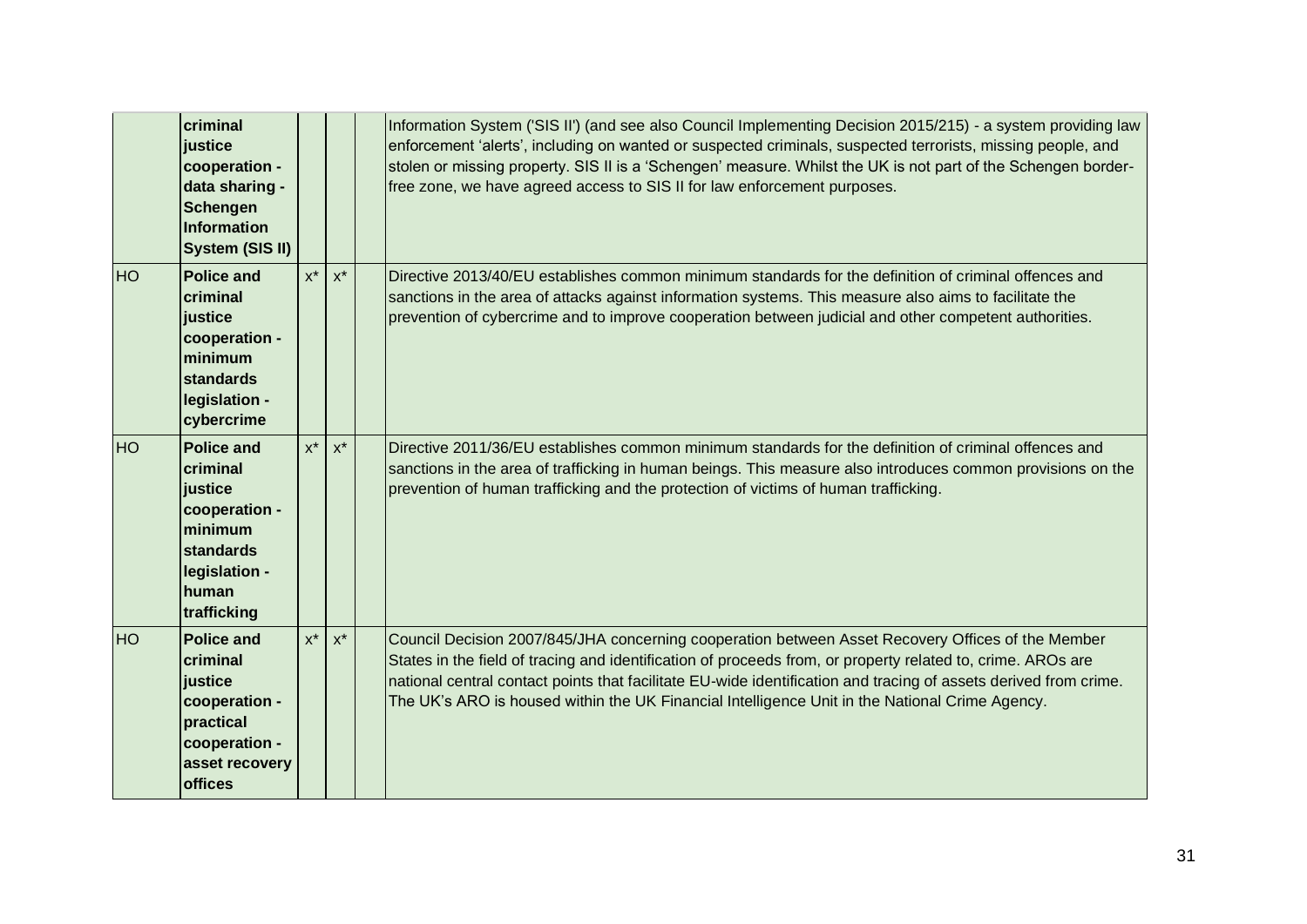| | | | | | |
|---|---|---|---|---|---|
| | **criminal justice cooperation - data sharing - Schengen Information System (SIS II)** | | | | Information System ('SIS II') (and see also Council Implementing Decision 2015/215) - a system providing law enforcement 'alerts', including on wanted or suspected criminals, suspected terrorists, missing people, and stolen or missing property. SIS II is a 'Schengen' measure. Whilst the UK is not part of the Schengen border-free zone, we have agreed access to SIS II for law enforcement purposes. |
| HO | **Police and criminal justice cooperation - minimum standards legislation - cybercrime** | x* | x* | | Directive 2013/40/EU establishes common minimum standards for the definition of criminal offences and sanctions in the area of attacks against information systems. This measure also aims to facilitate the prevention of cybercrime and to improve cooperation between judicial and other competent authorities. |
| HO | **Police and criminal justice cooperation - minimum standards legislation - human trafficking** | x* | x* | | Directive 2011/36/EU establishes common minimum standards for the definition of criminal offences and sanctions in the area of trafficking in human beings. This measure also introduces common provisions on the prevention of human trafficking and the protection of victims of human trafficking. |
| HO | **Police and criminal justice cooperation - practical cooperation - asset recovery offices** | x* | x* | | Council Decision 2007/845/JHA concerning cooperation between Asset Recovery Offices of the Member States in the field of tracing and identification of proceeds from, or property related to, crime. AROs are national central contact points that facilitate EU-wide identification and tracing of assets derived from crime. The UK's ARO is housed within the UK Financial Intelligence Unit in the National Crime Agency. |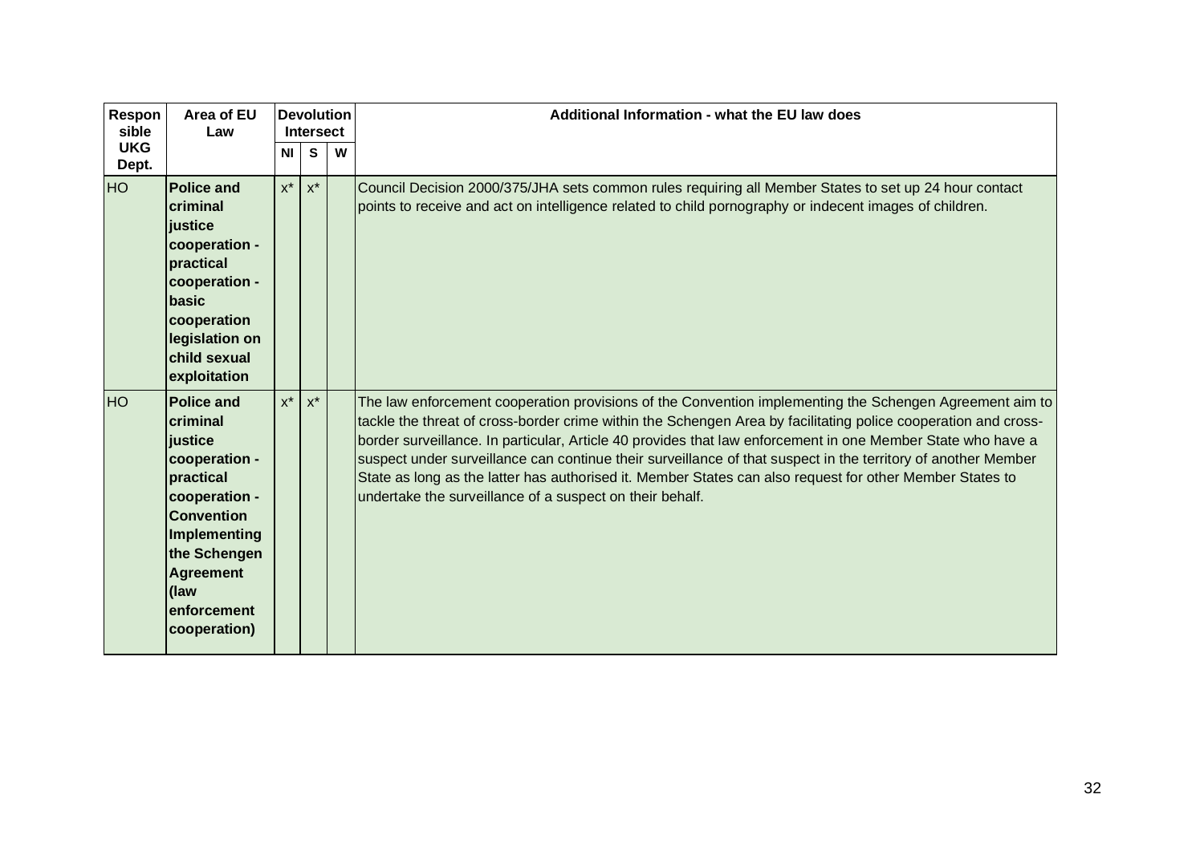| Responsible UKG Dept. | Area of EU Law | Devolution Intersect | | | Additional Information - what the EU law does |
|---|---|---|---|---|---|
| | | NI | S | W | |
| HO | **Police and criminal justice cooperation - practical cooperation - basic cooperation legislation on child sexual exploitation** | x* | x* | | Council Decision 2000/375/JHA sets common rules requiring all Member States to set up 24 hour contact points to receive and act on intelligence related to child pornography or indecent images of children. |
| HO | **Police and criminal justice cooperation - practical cooperation - Convention Implementing the Schengen Agreement (law enforcement cooperation)** | x* | x* | | The law enforcement cooperation provisions of the Convention implementing the Schengen Agreement aim to tackle the threat of cross-border crime within the Schengen Area by facilitating police cooperation and cross-border surveillance. In particular, Article 40 provides that law enforcement in one Member State who have a suspect under surveillance can continue their surveillance of that suspect in the territory of another Member State as long as the latter has authorised it. Member States can also request for other Member States to undertake the surveillance of a suspect on their behalf. |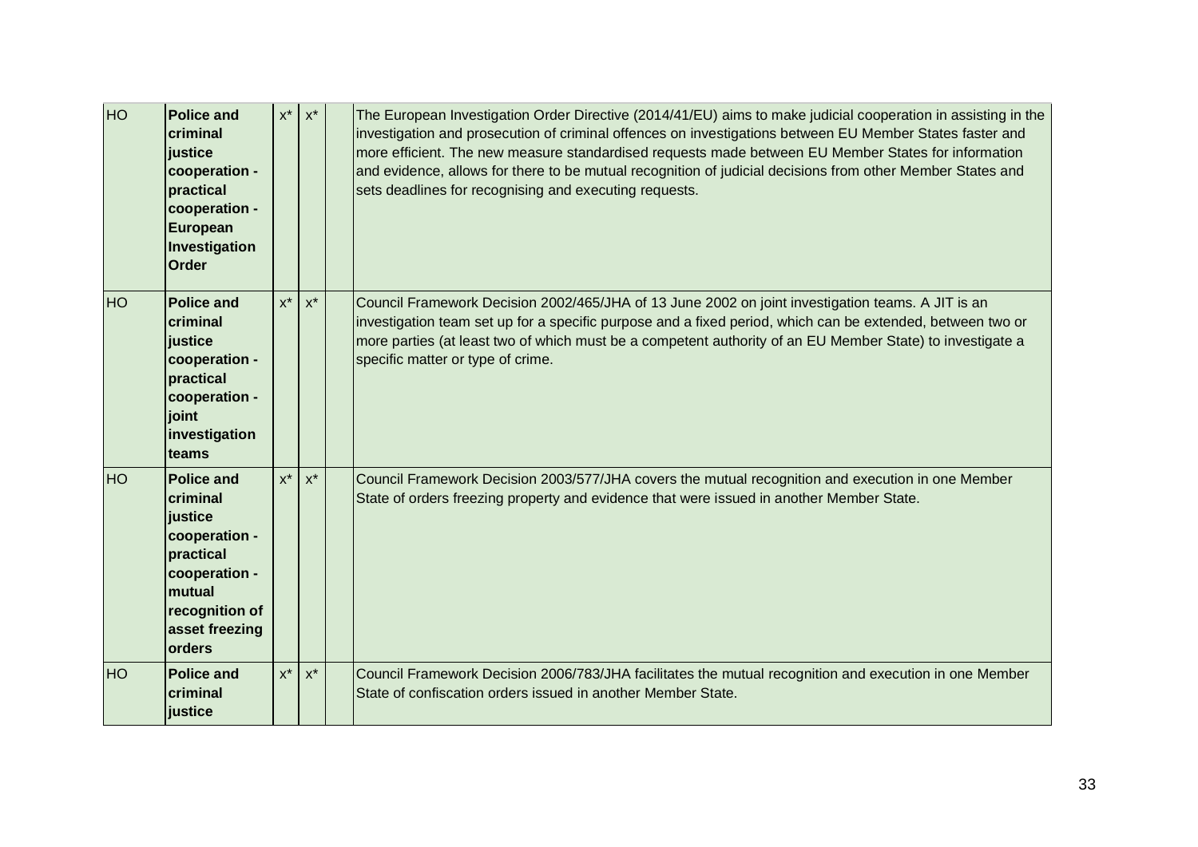| | | | | | |
|---|---|---|---|---|---|
| HO | **Police and criminal justice cooperation - practical cooperation - European Investigation Order** | x* | x* | | The European Investigation Order Directive (2014/41/EU) aims to make judicial cooperation in assisting in the investigation and prosecution of criminal offences on investigations between EU Member States faster and more efficient. The new measure standardised requests made between EU Member States for information and evidence, allows for there to be mutual recognition of judicial decisions from other Member States and sets deadlines for recognising and executing requests. |
| HO | **Police and criminal justice cooperation - practical cooperation - joint investigation teams** | x* | x* | | Council Framework Decision 2002/465/JHA of 13 June 2002 on joint investigation teams. A JIT is an investigation team set up for a specific purpose and a fixed period, which can be extended, between two or more parties (at least two of which must be a competent authority of an EU Member State) to investigate a specific matter or type of crime. |
| HO | **Police and criminal justice cooperation - practical cooperation - mutual recognition of asset freezing orders** | x* | x* | | Council Framework Decision 2003/577/JHA covers the mutual recognition and execution in one Member State of orders freezing property and evidence that were issued in another Member State. |
| HO | **Police and criminal justice** | x* | x* | | Council Framework Decision 2006/783/JHA facilitates the mutual recognition and execution in one Member State of confiscation orders issued in another Member State. |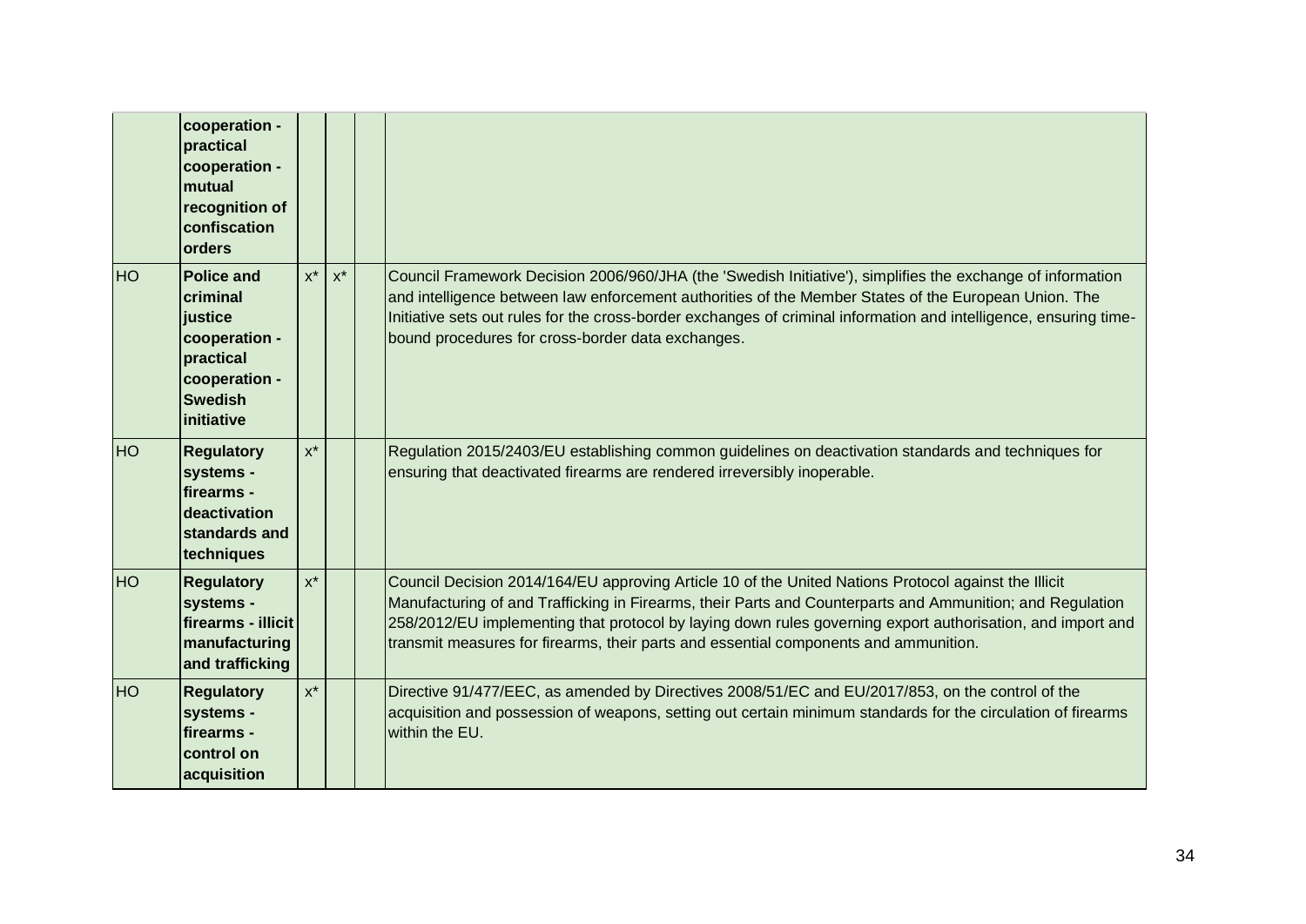| | | | | | |
|---|---|---|---|---|---|
| | **cooperation - practical cooperation - mutual recognition of confiscation orders** | | | | |
| HO | **Police and criminal justice cooperation - practical cooperation - Swedish initiative** | x* | x* | | Council Framework Decision 2006/960/JHA (the 'Swedish Initiative'), simplifies the exchange of information and intelligence between law enforcement authorities of the Member States of the European Union. The Initiative sets out rules for the cross-border exchanges of criminal information and intelligence, ensuring time-bound procedures for cross-border data exchanges. |
| HO | **Regulatory systems - firearms - deactivation standards and techniques** | x* | | | Regulation 2015/2403/EU establishing common guidelines on deactivation standards and techniques for ensuring that deactivated firearms are rendered irreversibly inoperable. |
| HO | **Regulatory systems - firearms - illicit manufacturing and trafficking** | x* | | | Council Decision 2014/164/EU approving Article 10 of the United Nations Protocol against the Illicit Manufacturing of and Trafficking in Firearms, their Parts and Counterparts and Ammunition; and Regulation 258/2012/EU implementing that protocol by laying down rules governing export authorisation, and import and transmit measures for firearms, their parts and essential components and ammunition. |
| HO | **Regulatory systems - firearms - control on acquisition** | x* | | | Directive 91/477/EEC, as amended by Directives 2008/51/EC and EU/2017/853, on the control of the acquisition and possession of weapons, setting out certain minimum standards for the circulation of firearms within the EU. |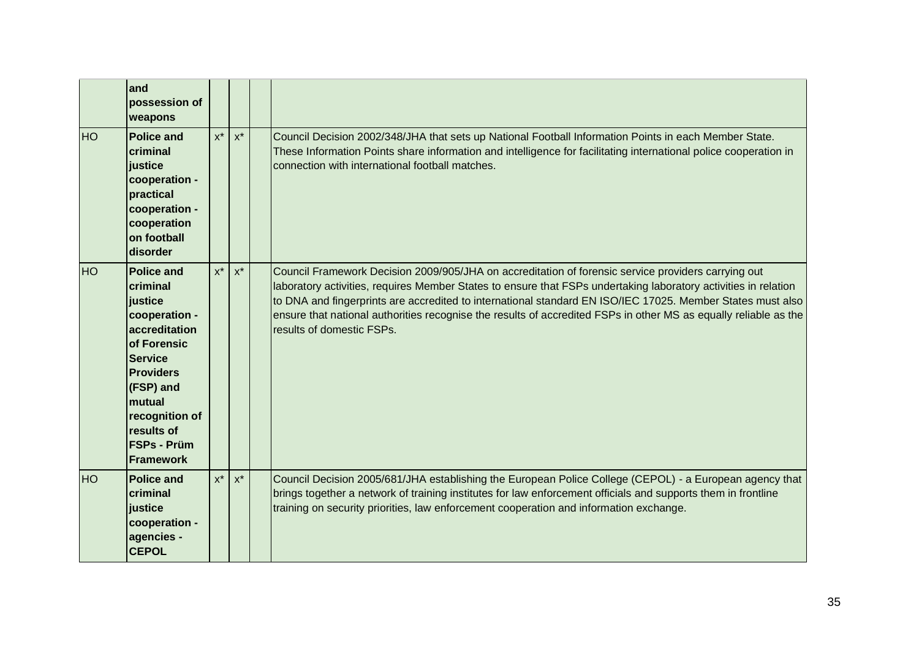| | | | | | |
|---|---|---|---|---|---|
| | **and possession of weapons** | | | | |
| HO | **Police and criminal justice cooperation - practical cooperation - cooperation on football disorder** | x* | x* | | Council Decision 2002/348/JHA that sets up National Football Information Points in each Member State. These Information Points share information and intelligence for facilitating international police cooperation in connection with international football matches. |
| HO | **Police and criminal justice cooperation - accreditation of Forensic Service Providers (FSP) and mutual recognition of results of FSPs - Prüm Framework** | x* | x* | | Council Framework Decision 2009/905/JHA on accreditation of forensic service providers carrying out laboratory activities, requires Member States to ensure that FSPs undertaking laboratory activities in relation to DNA and fingerprints are accredited to international standard EN ISO/IEC 17025. Member States must also ensure that national authorities recognise the results of accredited FSPs in other MS as equally reliable as the results of domestic FSPs. |
| HO | **Police and criminal justice cooperation - agencies - CEPOL** | x* | x* | | Council Decision 2005/681/JHA establishing the European Police College (CEPOL) - a European agency that brings together a network of training institutes for law enforcement officials and supports them in frontline training on security priorities, law enforcement cooperation and information exchange. |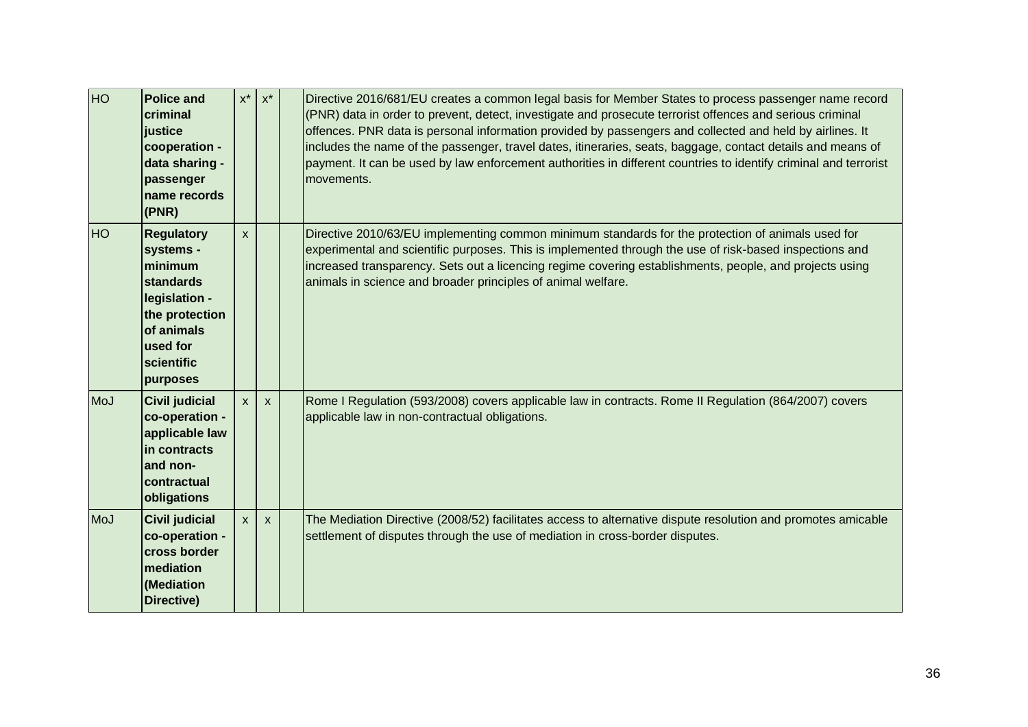| | | | | | |
|---|---|---|---|---|---|
| HO | **Police and criminal justice cooperation - data sharing - passenger name records (PNR)** | x* | x* | | Directive 2016/681/EU creates a common legal basis for Member States to process passenger name record (PNR) data in order to prevent, detect, investigate and prosecute terrorist offences and serious criminal offences. PNR data is personal information provided by passengers and collected and held by airlines. It includes the name of the passenger, travel dates, itineraries, seats, baggage, contact details and means of payment. It can be used by law enforcement authorities in different countries to identify criminal and terrorist movements. |
| HO | **Regulatory systems - minimum standards legislation - the protection of animals used for scientific purposes** | x | | | Directive 2010/63/EU implementing common minimum standards for the protection of animals used for experimental and scientific purposes. This is implemented through the use of risk-based inspections and increased transparency. Sets out a licencing regime covering establishments, people, and projects using animals in science and broader principles of animal welfare. |
| MoJ | **Civil judicial co-operation - applicable law in contracts and non-contractual obligations** | x | x | | Rome I Regulation (593/2008) covers applicable law in contracts. Rome II Regulation (864/2007) covers applicable law in non-contractual obligations. |
| MoJ | **Civil judicial co-operation - cross border mediation (Mediation Directive)** | x | x | | The Mediation Directive (2008/52) facilitates access to alternative dispute resolution and promotes amicable settlement of disputes through the use of mediation in cross-border disputes. |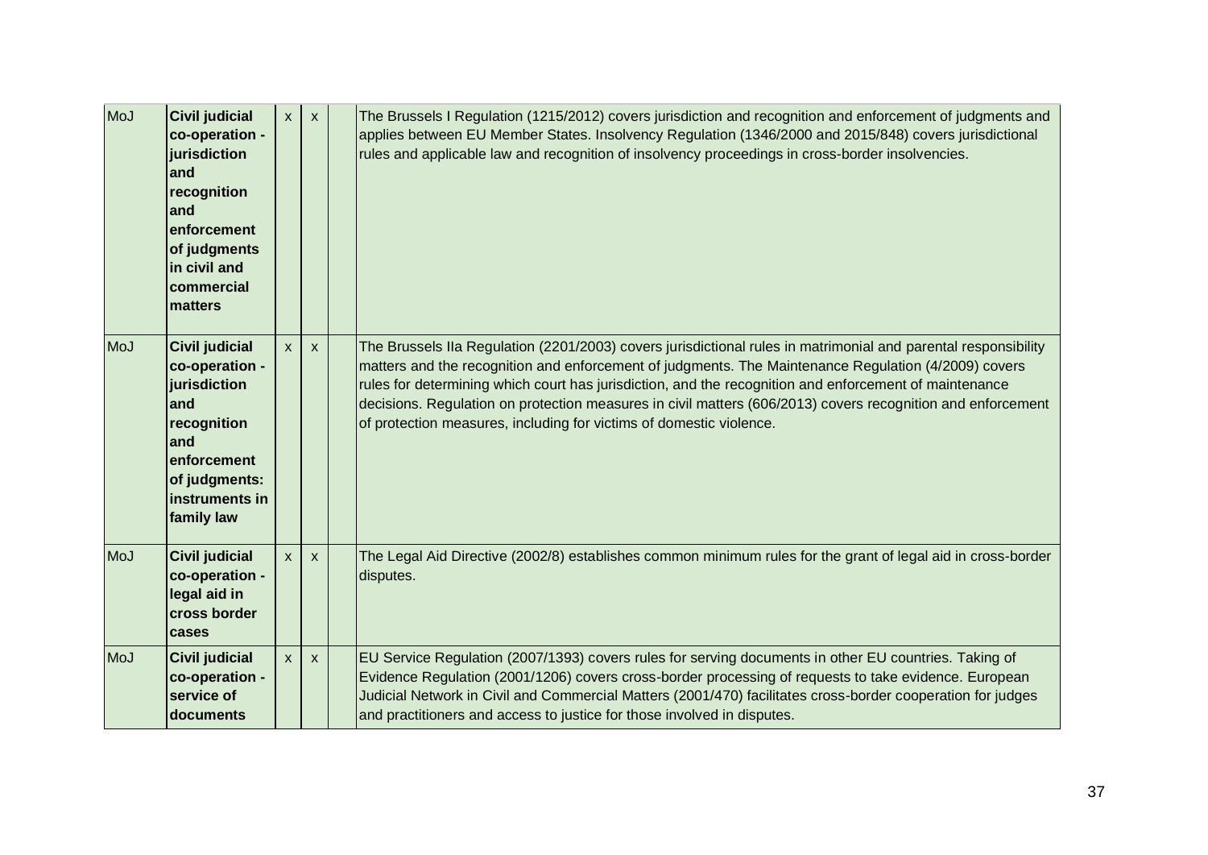| | | | | | |
|---|---|---|---|---|---|
| MoJ | **Civil judicial co-operation - jurisdiction and recognition and enforcement of judgments in civil and commercial matters** | x | x | | The Brussels I Regulation (1215/2012) covers jurisdiction and recognition and enforcement of judgments and applies between EU Member States. Insolvency Regulation (1346/2000 and 2015/848) covers jurisdictional rules and applicable law and recognition of insolvency proceedings in cross-border insolvencies. |
| MoJ | **Civil judicial co-operation - jurisdiction and recognition and enforcement of judgments: instruments in family law** | x | x | | The Brussels IIa Regulation (2201/2003) covers jurisdictional rules in matrimonial and parental responsibility matters and the recognition and enforcement of judgments. The Maintenance Regulation (4/2009) covers rules for determining which court has jurisdiction, and the recognition and enforcement of maintenance decisions. Regulation on protection measures in civil matters (606/2013) covers recognition and enforcement of protection measures, including for victims of domestic violence. |
| MoJ | **Civil judicial co-operation - legal aid in cross border cases** | x | x | | The Legal Aid Directive (2002/8) establishes common minimum rules for the grant of legal aid in cross-border disputes. |
| MoJ | **Civil judicial co-operation - service of documents** | x | x | | EU Service Regulation (2007/1393) covers rules for serving documents in other EU countries. Taking of Evidence Regulation (2001/1206) covers cross-border processing of requests to take evidence. European Judicial Network in Civil and Commercial Matters (2001/470) facilitates cross-border cooperation for judges and practitioners and access to justice for those involved in disputes. |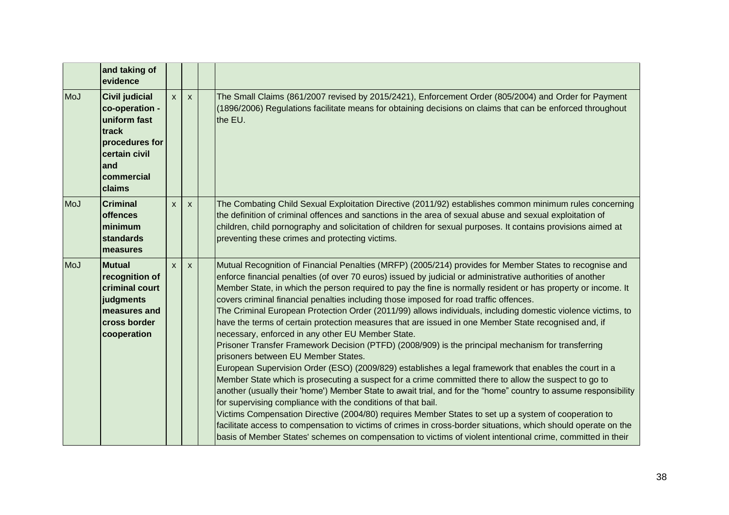| | | | | | |
|---|---|---|---|---|---|
| | **and taking of evidence** | | | | |
| MoJ | **Civil judicial co-operation - uniform fast track procedures for certain civil and commercial claims** | x | x | | The Small Claims (861/2007 revised by 2015/2421), Enforcement Order (805/2004) and Order for Payment (1896/2006) Regulations facilitate means for obtaining decisions on claims that can be enforced throughout the EU. |
| MoJ | **Criminal offences minimum standards measures** | x | x | | The Combating Child Sexual Exploitation Directive (2011/92) establishes common minimum rules concerning the definition of criminal offences and sanctions in the area of sexual abuse and sexual exploitation of children, child pornography and solicitation of children for sexual purposes. It contains provisions aimed at preventing these crimes and protecting victims. |
| MoJ | **Mutual recognition of criminal court judgments measures and cross border cooperation** | x | x | | Mutual Recognition of Financial Penalties (MRFP) (2005/214) provides for Member States to recognise and enforce financial penalties (of over 70 euros) issued by judicial or administrative authorities of another Member State, in which the person required to pay the fine is normally resident or has property or income. It covers criminal financial penalties including those imposed for road traffic offences.<br>The Criminal European Protection Order (2011/99) allows individuals, including domestic violence victims, to have the terms of certain protection measures that are issued in one Member State recognised and, if necessary, enforced in any other EU Member State.<br>Prisoner Transfer Framework Decision (PTFD) (2008/909) is the principal mechanism for transferring prisoners between EU Member States.<br>European Supervision Order (ESO) (2009/829) establishes a legal framework that enables the court in a Member State which is prosecuting a suspect for a crime committed there to allow the suspect to go to another (usually their 'home') Member State to await trial, and for the "home" country to assume responsibility for supervising compliance with the conditions of that bail.<br>Victims Compensation Directive (2004/80) requires Member States to set up a system of cooperation to facilitate access to compensation to victims of crimes in cross-border situations, which should operate on the basis of Member States' schemes on compensation to victims of violent intentional crime, committed in their |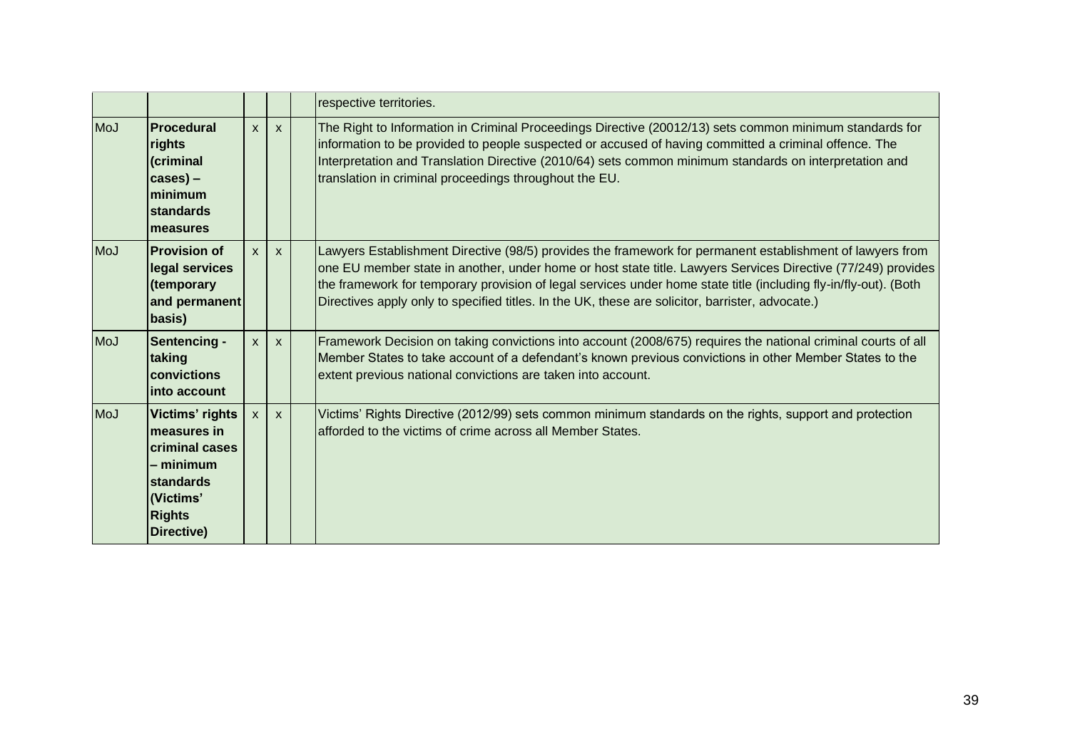| | | | | | |
|---|---|---|---|---|---|
| | | | | | respective territories. |
| MoJ | **Procedural rights (criminal cases) – minimum standards measures** | x | x | | The Right to Information in Criminal Proceedings Directive (20012/13) sets common minimum standards for information to be provided to people suspected or accused of having committed a criminal offence. The Interpretation and Translation Directive (2010/64) sets common minimum standards on interpretation and translation in criminal proceedings throughout the EU. |
| MoJ | **Provision of legal services (temporary and permanent basis)** | x | x | | Lawyers Establishment Directive (98/5) provides the framework for permanent establishment of lawyers from one EU member state in another, under home or host state title. Lawyers Services Directive (77/249) provides the framework for temporary provision of legal services under home state title (including fly-in/fly-out). (Both Directives apply only to specified titles. In the UK, these are solicitor, barrister, advocate.) |
| MoJ | **Sentencing - taking convictions into account** | x | x | | Framework Decision on taking convictions into account (2008/675) requires the national criminal courts of all Member States to take account of a defendant's known previous convictions in other Member States to the extent previous national convictions are taken into account. |
| MoJ | **Victims' rights measures in criminal cases – minimum standards (Victims' Rights Directive)** | x | x | | Victims' Rights Directive (2012/99) sets common minimum standards on the rights, support and protection afforded to the victims of crime across all Member States. |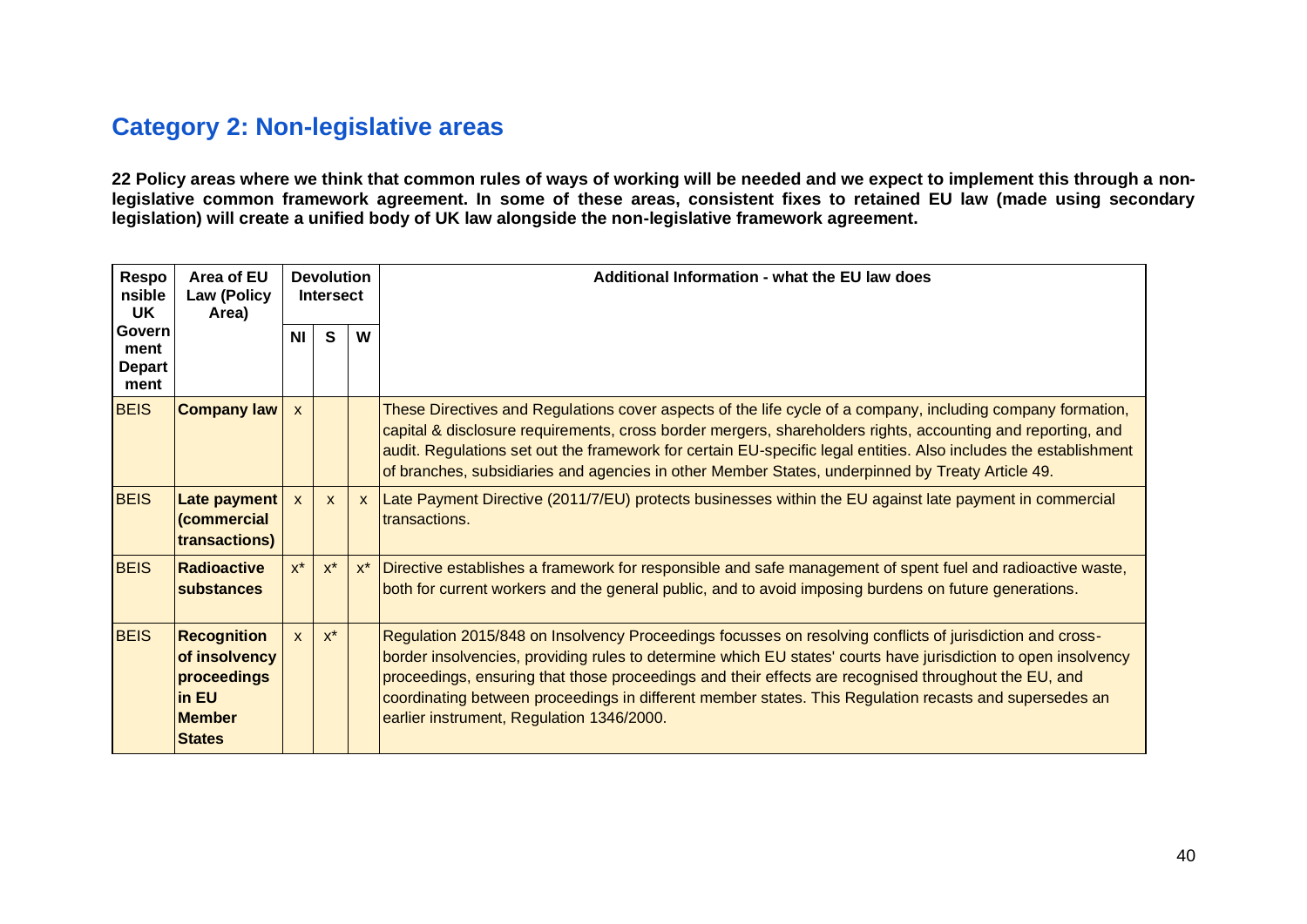## Category 2: Non-legislative areas

**22 Policy areas where we think that common rules of ways of working will be needed and we expect to implement this through a non-legislative common framework agreement. In some of these areas, consistent fixes to retained EU law (made using secondary legislation) will create a unified body of UK law alongside the non-legislative framework agreement.**

| Responsible UK Government Department | Area of EU Law (Policy Area) | Devolution Intersect | | | Additional Information - what the EU law does |
|---|---|---|---|---|---|
| | | NI | S | W | |
| BEIS | **Company law** | x | | | These Directives and Regulations cover aspects of the life cycle of a company, including company formation, capital & disclosure requirements, cross border mergers, shareholders rights, accounting and reporting, and audit. Regulations set out the framework for certain EU-specific legal entities. Also includes the establishment of branches, subsidiaries and agencies in other Member States, underpinned by Treaty Article 49. |
| BEIS | **Late payment (commercial transactions)** | x | x | x | Late Payment Directive (2011/7/EU) protects businesses within the EU against late payment in commercial transactions. |
| BEIS | **Radioactive substances** | x* | x* | x* | Directive establishes a framework for responsible and safe management of spent fuel and radioactive waste, both for current workers and the general public, and to avoid imposing burdens on future generations. |
| BEIS | **Recognition of insolvency proceedings in EU Member States** | x | x* | | Regulation 2015/848 on Insolvency Proceedings focusses on resolving conflicts of jurisdiction and cross-border insolvencies, providing rules to determine which EU states' courts have jurisdiction to open insolvency proceedings, ensuring that those proceedings and their effects are recognised throughout the EU, and coordinating between proceedings in different member states. This Regulation recasts and supersedes an earlier instrument, Regulation 1346/2000. |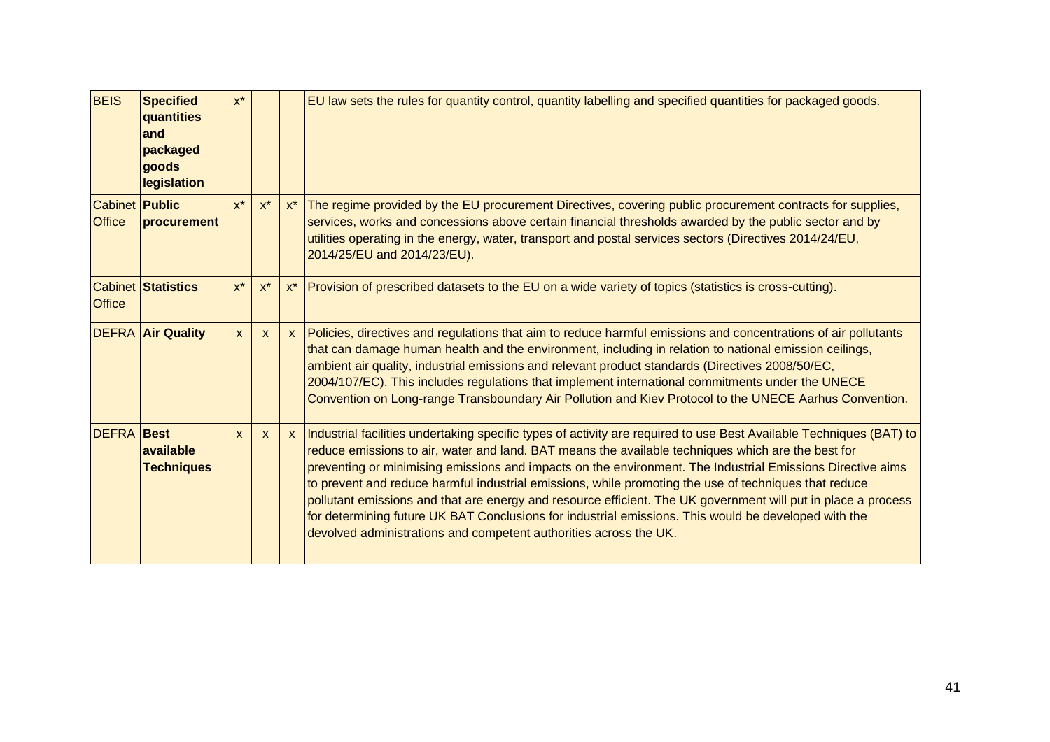| | | | | | |
|---|---|---|---|---|---|
| BEIS | **Specified quantities and packaged goods legislation** | x* | | | EU law sets the rules for quantity control, quantity labelling and specified quantities for packaged goods. |
| Cabinet Office | **Public procurement** | x* | x* | x* | The regime provided by the EU procurement Directives, covering public procurement contracts for supplies, services, works and concessions above certain financial thresholds awarded by the public sector and by utilities operating in the energy, water, transport and postal services sectors (Directives 2014/24/EU, 2014/25/EU and 2014/23/EU). |
| Cabinet Office | **Statistics** | x* | x* | x* | Provision of prescribed datasets to the EU on a wide variety of topics (statistics is cross-cutting). |
| DEFRA | **Air Quality** | x | x | x | Policies, directives and regulations that aim to reduce harmful emissions and concentrations of air pollutants that can damage human health and the environment, including in relation to national emission ceilings, ambient air quality, industrial emissions and relevant product standards (Directives 2008/50/EC, 2004/107/EC). This includes regulations that implement international commitments under the UNECE Convention on Long-range Transboundary Air Pollution and Kiev Protocol to the UNECE Aarhus Convention. |
| DEFRA | **Best available Techniques** | x | x | x | Industrial facilities undertaking specific types of activity are required to use Best Available Techniques (BAT) to reduce emissions to air, water and land. BAT means the available techniques which are the best for preventing or minimising emissions and impacts on the environment. The Industrial Emissions Directive aims to prevent and reduce harmful industrial emissions, while promoting the use of techniques that reduce pollutant emissions and that are energy and resource efficient. The UK government will put in place a process for determining future UK BAT Conclusions for industrial emissions. This would be developed with the devolved administrations and competent authorities across the UK. |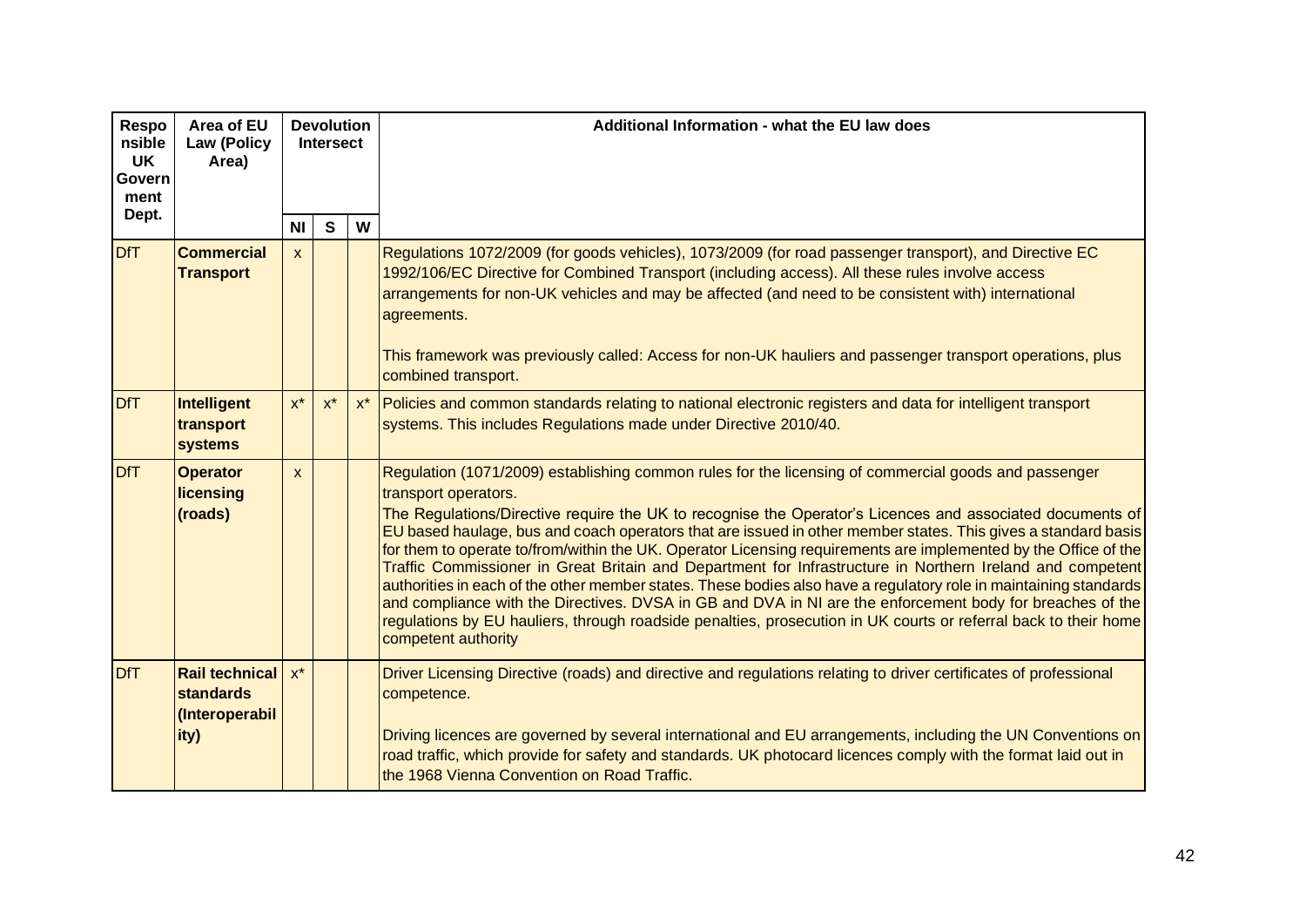| Responsible UK Government Dept. | Area of EU Law (Policy Area) | Devolution Intersect | | | Additional Information - what the EU law does |
|---|---|---|---|---|---|
| | | NI | S | W | |
| DfT | **Commercial Transport** | x | | | Regulations 1072/2009 (for goods vehicles), 1073/2009 (for road passenger transport), and Directive EC 1992/106/EC Directive for Combined Transport (including access). All these rules involve access arrangements for non-UK vehicles and may be affected (and need to be consistent with) international agreements.<br><br>This framework was previously called: Access for non-UK hauliers and passenger transport operations, plus combined transport. |
| DfT | **Intelligent transport systems** | x* | x* | x* | Policies and common standards relating to national electronic registers and data for intelligent transport systems. This includes Regulations made under Directive 2010/40. |
| DfT | **Operator licensing (roads)** | x | | | Regulation (1071/2009) establishing common rules for the licensing of commercial goods and passenger transport operators.<br>The Regulations/Directive require the UK to recognise the Operator's Licences and associated documents of EU based haulage, bus and coach operators that are issued in other member states. This gives a standard basis for them to operate to/from/within the UK. Operator Licensing requirements are implemented by the Office of the Traffic Commissioner in Great Britain and Department for Infrastructure in Northern Ireland and competent authorities in each of the other member states. These bodies also have a regulatory role in maintaining standards and compliance with the Directives. DVSA in GB and DVA in NI are the enforcement body for breaches of the regulations by EU hauliers, through roadside penalties, prosecution in UK courts or referral back to their home competent authority |
| DfT | **Rail technical standards (Interoperability)** | x* | | | Driver Licensing Directive (roads) and directive and regulations relating to driver certificates of professional competence.<br><br>Driving licences are governed by several international and EU arrangements, including the UN Conventions on road traffic, which provide for safety and standards. UK photocard licences comply with the format laid out in the 1968 Vienna Convention on Road Traffic. |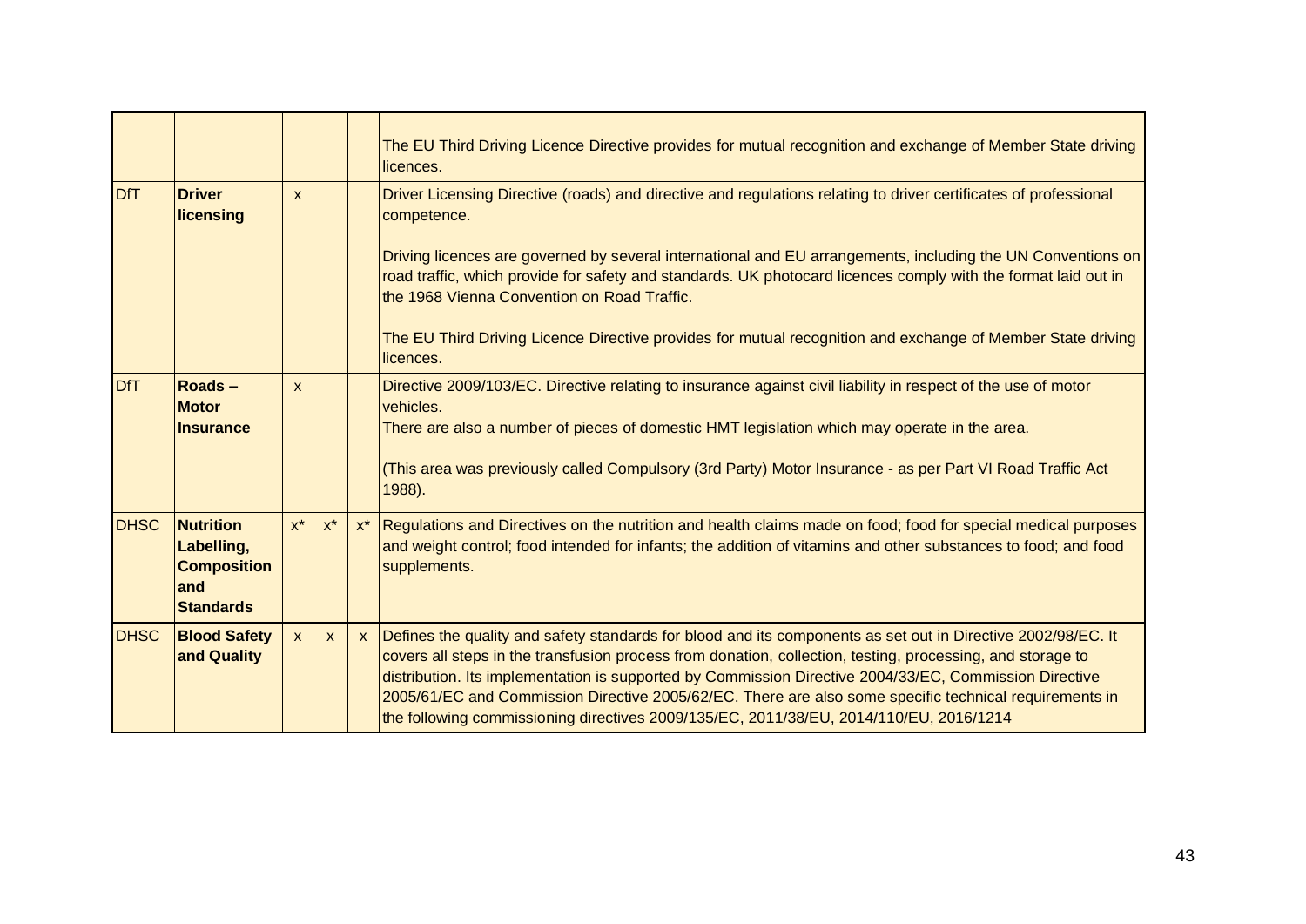| | | | | | |
|---|---|---|---|---|---|
| | | | | | The EU Third Driving Licence Directive provides for mutual recognition and exchange of Member State driving licences. |
| DfT | **Driver licensing** | x | | | Driver Licensing Directive (roads) and directive and regulations relating to driver certificates of professional competence.<br><br>Driving licences are governed by several international and EU arrangements, including the UN Conventions on road traffic, which provide for safety and standards. UK photocard licences comply with the format laid out in the 1968 Vienna Convention on Road Traffic.<br><br>The EU Third Driving Licence Directive provides for mutual recognition and exchange of Member State driving licences. |
| DfT | **Roads – Motor Insurance** | x | | | Directive 2009/103/EC. Directive relating to insurance against civil liability in respect of the use of motor vehicles.<br>There are also a number of pieces of domestic HMT legislation which may operate in the area.<br><br>(This area was previously called Compulsory (3rd Party) Motor Insurance - as per Part VI Road Traffic Act 1988). |
| DHSC | **Nutrition Labelling, Composition and Standards** | x* | x* | x* | Regulations and Directives on the nutrition and health claims made on food; food for special medical purposes and weight control; food intended for infants; the addition of vitamins and other substances to food; and food supplements. |
| DHSC | **Blood Safety and Quality** | x | x | x | Defines the quality and safety standards for blood and its components as set out in Directive 2002/98/EC. It covers all steps in the transfusion process from donation, collection, testing, processing, and storage to distribution. Its implementation is supported by Commission Directive 2004/33/EC, Commission Directive 2005/61/EC and Commission Directive 2005/62/EC. There are also some specific technical requirements in the following commissioning directives 2009/135/EC, 2011/38/EU, 2014/110/EU, 2016/1214 |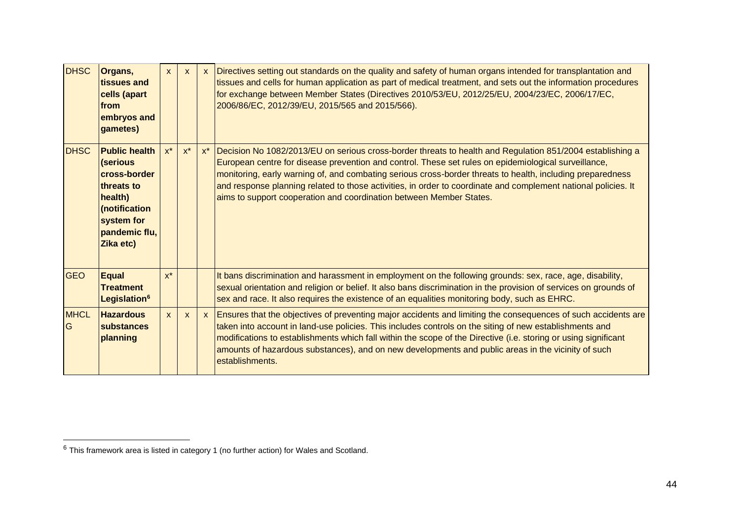| DHSC | **Organs, tissues and cells (apart from embryos and gametes)** | x | x | x | Directives setting out standards on the quality and safety of human organs intended for transplantation and tissues and cells for human application as part of medical treatment, and sets out the information procedures for exchange between Member States (Directives 2010/53/EU, 2012/25/EU, 2004/23/EC, 2006/17/EC, 2006/86/EC, 2012/39/EU, 2015/565 and 2015/566). |
|---|---|---|---|---|---|
| DHSC | **Public health (serious cross-border threats to health) (notification system for pandemic flu, Zika etc)** | x* | x* | x* | Decision No 1082/2013/EU on serious cross-border threats to health and Regulation 851/2004 establishing a European centre for disease prevention and control. These set rules on epidemiological surveillance, monitoring, early warning of, and combating serious cross-border threats to health, including preparedness and response planning related to those activities, in order to coordinate and complement national policies. It aims to support cooperation and coordination between Member States. |
| GEO | **Equal Treatment Legislation[6]** | x* | | | It bans discrimination and harassment in employment on the following grounds: sex, race, age, disability, sexual orientation and religion or belief. It also bans discrimination in the provision of services on grounds of sex and race. It also requires the existence of an equalities monitoring body, such as EHRC. |
| MHCLG | **Hazardous substances planning** | x | x | x | Ensures that the objectives of preventing major accidents and limiting the consequences of such accidents are taken into account in land-use policies. This includes controls on the siting of new establishments and modifications to establishments which fall within the scope of the Directive (i.e. storing or using significant amounts of hazardous substances), and on new developments and public areas in the vicinity of such establishments. |

[6] This framework area is listed in category 1 (no further action) for Wales and Scotland.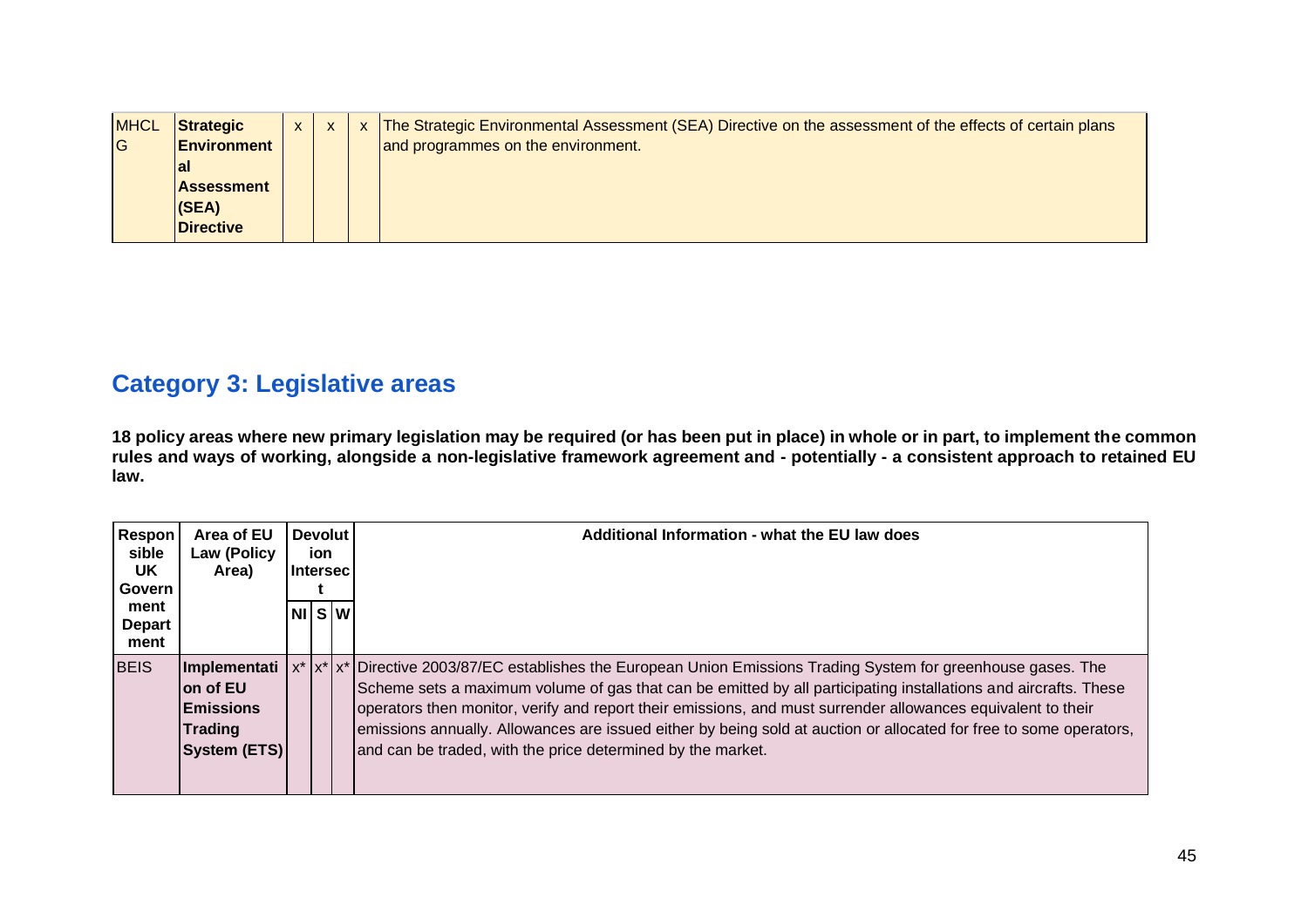| MHCLG | **Strategic Environmental Assessment (SEA) Directive** | x | x | x | The Strategic Environmental Assessment (SEA) Directive on the assessment of the effects of certain plans and programmes on the environment. |
|---|---|---|---|---|---|

## Category 3: Legislative areas

**18 policy areas where new primary legislation may be required (or has been put in place) in whole or in part, to implement the common rules and ways of working, alongside a non-legislative framework agreement and - potentially - a consistent approach to retained EU law.**

| Responsible UK Government Department | Area of EU Law (Policy Area) | Devolution Intersect | | | Additional Information - what the EU law does |
|---|---|---|---|---|---|
| | | NI | S | W | |
| BEIS | **Implementation of EU Emissions Trading System (ETS)** | x* | x* | x* | Directive 2003/87/EC establishes the European Union Emissions Trading System for greenhouse gases. The Scheme sets a maximum volume of gas that can be emitted by all participating installations and aircrafts. These operators then monitor, verify and report their emissions, and must surrender allowances equivalent to their emissions annually. Allowances are issued either by being sold at auction or allocated for free to some operators, and can be traded, with the price determined by the market. |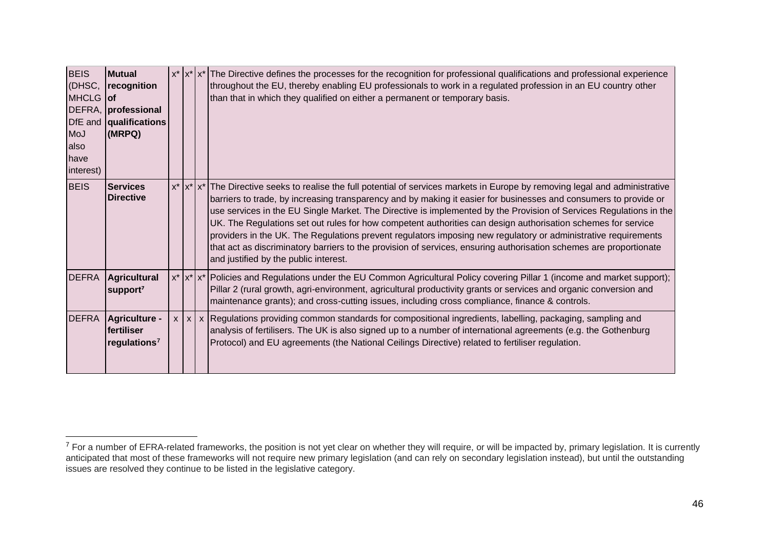| BEIS (DHSC, MHCLG DEFRA, DfE and MoJ also have interest) | **Mutual recognition of professional qualifications (MRPQ)** | x* | x* | x* | The Directive defines the processes for the recognition for professional qualifications and professional experience throughout the EU, thereby enabling EU professionals to work in a regulated profession in an EU country other than that in which they qualified on either a permanent or temporary basis. |
|---|---|---|---|---|---|
| BEIS | **Services Directive** | x* | x* | x* | The Directive seeks to realise the full potential of services markets in Europe by removing legal and administrative barriers to trade, by increasing transparency and by making it easier for businesses and consumers to provide or use services in the EU Single Market. The Directive is implemented by the Provision of Services Regulations in the UK. The Regulations set out rules for how competent authorities can design authorisation schemes for service providers in the UK. The Regulations prevent regulators imposing new regulatory or administrative requirements that act as discriminatory barriers to the provision of services, ensuring authorisation schemes are proportionate and justified by the public interest. |
| DEFRA | **Agricultural support**[7] | x* | x* | x* | Policies and Regulations under the EU Common Agricultural Policy covering Pillar 1 (income and market support); Pillar 2 (rural growth, agri-environment, agricultural productivity grants or services and organic conversion and maintenance grants); and cross-cutting issues, including cross compliance, finance & controls. |
| DEFRA | **Agriculture - fertiliser regulations**[7] | x | x | x | Regulations providing common standards for compositional ingredients, labelling, packaging, sampling and analysis of fertilisers. The UK is also signed up to a number of international agreements (e.g. the Gothenburg Protocol) and EU agreements (the National Ceilings Directive) related to fertiliser regulation. |

[7] For a number of EFRA-related frameworks, the position is not yet clear on whether they will require, or will be impacted by, primary legislation. It is currently anticipated that most of these frameworks will not require new primary legislation (and can rely on secondary legislation instead), but until the outstanding issues are resolved they continue to be listed in the legislative category.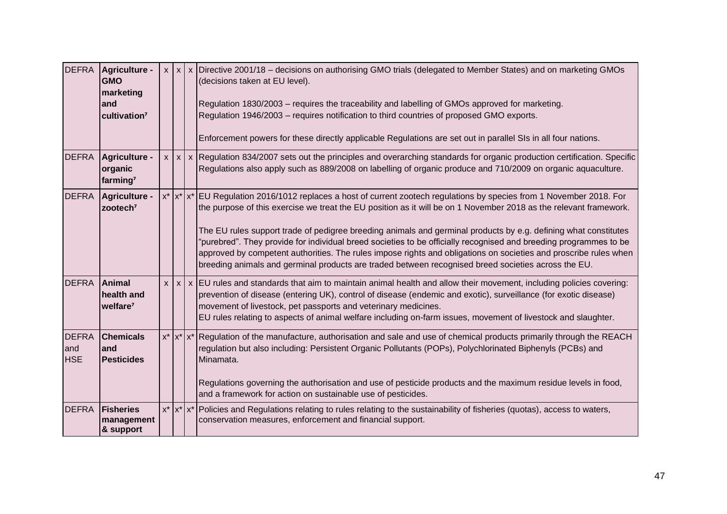| DEFRA | **Agriculture - GMO marketing and cultivation[7]** | x | x | x | Directive 2001/18 – decisions on authorising GMO trials (delegated to Member States) and on marketing GMOs (decisions taken at EU level).<br><br>Regulation 1830/2003 – requires the traceability and labelling of GMOs approved for marketing.<br>Regulation 1946/2003 – requires notification to third countries of proposed GMO exports.<br><br>Enforcement powers for these directly applicable Regulations are set out in parallel SIs in all four nations. |
|---|---|---|---|---|---|
| DEFRA | **Agriculture - organic farming[7]** | x | x | x | Regulation 834/2007 sets out the principles and overarching standards for organic production certification. Specific Regulations also apply such as 889/2008 on labelling of organic produce and 710/2009 on organic aquaculture. |
| DEFRA | **Agriculture - zootech[7]** | x* | x* | x* | EU Regulation 2016/1012 replaces a host of current zootech regulations by species from 1 November 2018. For the purpose of this exercise we treat the EU position as it will be on 1 November 2018 as the relevant framework.<br><br>The EU rules support trade of pedigree breeding animals and germinal products by e.g. defining what constitutes "purebred". They provide for individual breed societies to be officially recognised and breeding programmes to be approved by competent authorities. The rules impose rights and obligations on societies and proscribe rules when breeding animals and germinal products are traded between recognised breed societies across the EU. |
| DEFRA | **Animal health and welfare[7]** | x | x | x | EU rules and standards that aim to maintain animal health and allow their movement, including policies covering: prevention of disease (entering UK), control of disease (endemic and exotic), surveillance (for exotic disease) movement of livestock, pet passports and veterinary medicines.<br>EU rules relating to aspects of animal welfare including on-farm issues, movement of livestock and slaughter. |
| DEFRA and HSE | **Chemicals and Pesticides** | x* | x* | x* | Regulation of the manufacture, authorisation and sale and use of chemical products primarily through the REACH regulation but also including: Persistent Organic Pollutants (POPs), Polychlorinated Biphenyls (PCBs) and Minamata.<br><br>Regulations governing the authorisation and use of pesticide products and the maximum residue levels in food, and a framework for action on sustainable use of pesticides. |
| DEFRA | **Fisheries management & support** | x* | x* | x* | Policies and Regulations relating to rules relating to the sustainability of fisheries (quotas), access to waters, conservation measures, enforcement and financial support. |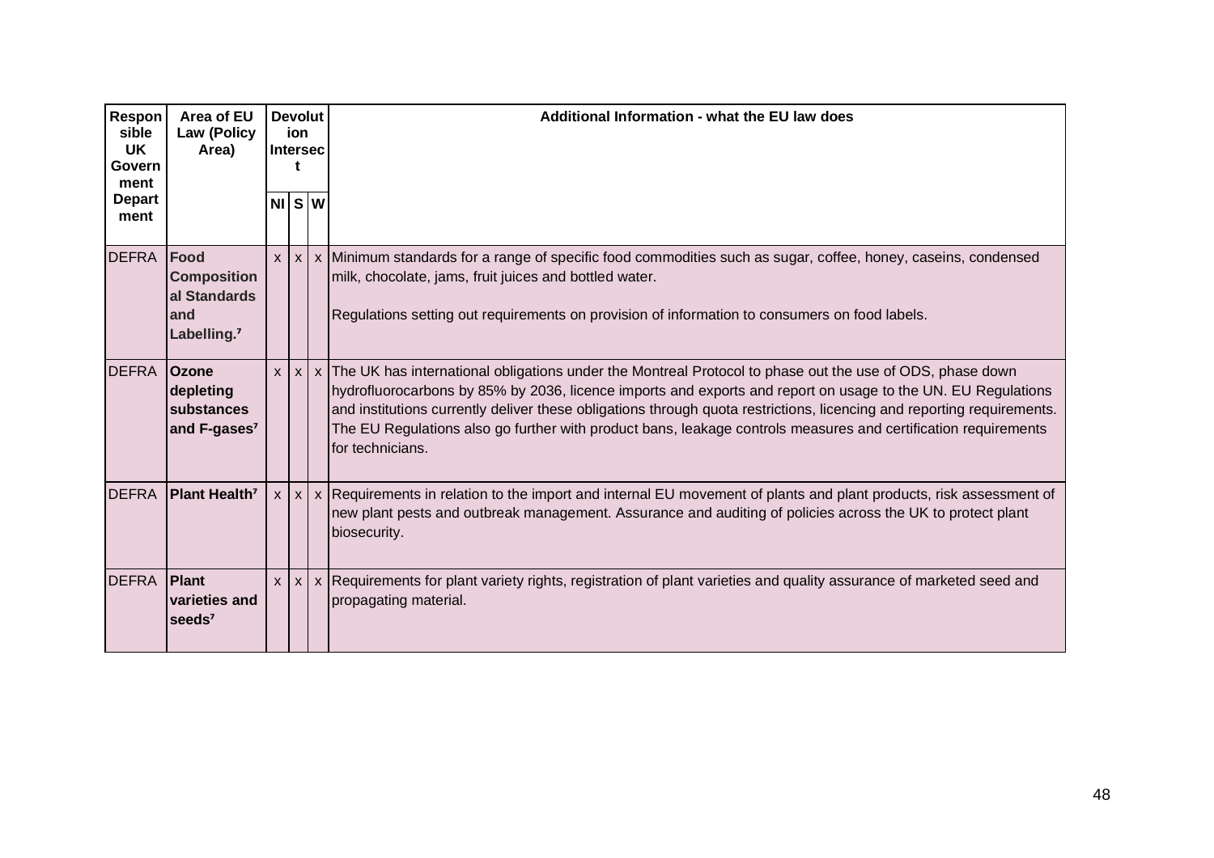| Responsible UK Government Department | Area of EU Law (Policy Area) | Devolution Intersect | | | Additional Information - what the EU law does |
|---|---|---|---|---|---|
| | | NI | S | W | |
| DEFRA | **Food Compositional Standards and Labelling.**[7] | x | x | x | Minimum standards for a range of specific food commodities such as sugar, coffee, honey, caseins, condensed milk, chocolate, jams, fruit juices and bottled water.<br><br>Regulations setting out requirements on provision of information to consumers on food labels. |
| DEFRA | **Ozone depleting substances and F-gases**[7] | x | x | x | The UK has international obligations under the Montreal Protocol to phase out the use of ODS, phase down hydrofluorocarbons by 85% by 2036, licence imports and exports and report on usage to the UN. EU Regulations and institutions currently deliver these obligations through quota restrictions, licencing and reporting requirements. The EU Regulations also go further with product bans, leakage controls measures and certification requirements for technicians. |
| DEFRA | **Plant Health**[7] | x | x | x | Requirements in relation to the import and internal EU movement of plants and plant products, risk assessment of new plant pests and outbreak management. Assurance and auditing of policies across the UK to protect plant biosecurity. |
| DEFRA | **Plant varieties and seeds**[7] | x | x | x | Requirements for plant variety rights, registration of plant varieties and quality assurance of marketed seed and propagating material. |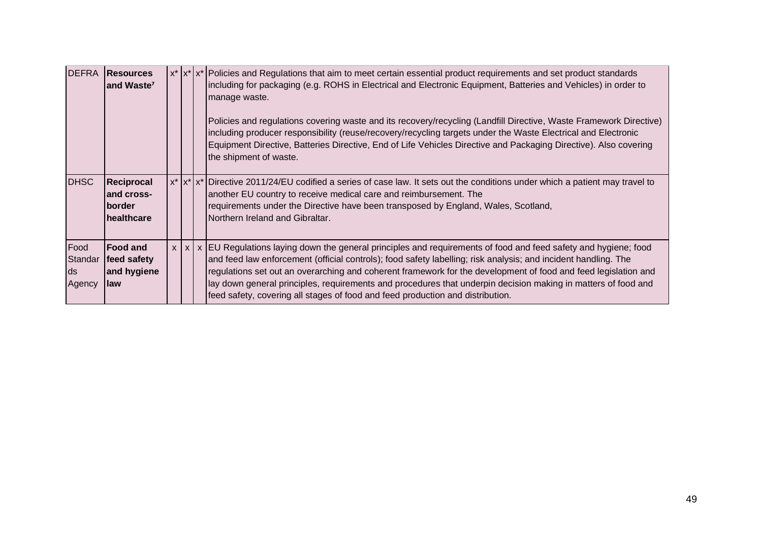| | | | | | |
|---|---|---|---|---|---|
| DEFRA | **Resources and Waste**[7] | x* | x* | x* | Policies and Regulations that aim to meet certain essential product requirements and set product standards including for packaging (e.g. ROHS in Electrical and Electronic Equipment, Batteries and Vehicles) in order to manage waste.<br><br>Policies and regulations covering waste and its recovery/recycling (Landfill Directive, Waste Framework Directive) including producer responsibility (reuse/recovery/recycling targets under the Waste Electrical and Electronic Equipment Directive, Batteries Directive, End of Life Vehicles Directive and Packaging Directive). Also covering the shipment of waste. |
| DHSC | **Reciprocal and cross-border healthcare** | x* | x* | x* | Directive 2011/24/EU codified a series of case law. It sets out the conditions under which a patient may travel to another EU country to receive medical care and reimbursement. The requirements under the Directive have been transposed by England, Wales, Scotland, Northern Ireland and Gibraltar. |
| Food Standards Agency | **Food and feed safety and hygiene law** | x | x | x | EU Regulations laying down the general principles and requirements of food and feed safety and hygiene; food and feed law enforcement (official controls); food safety labelling; risk analysis; and incident handling. The regulations set out an overarching and coherent framework for the development of food and feed legislation and lay down general principles, requirements and procedures that underpin decision making in matters of food and feed safety, covering all stages of food and feed production and distribution. |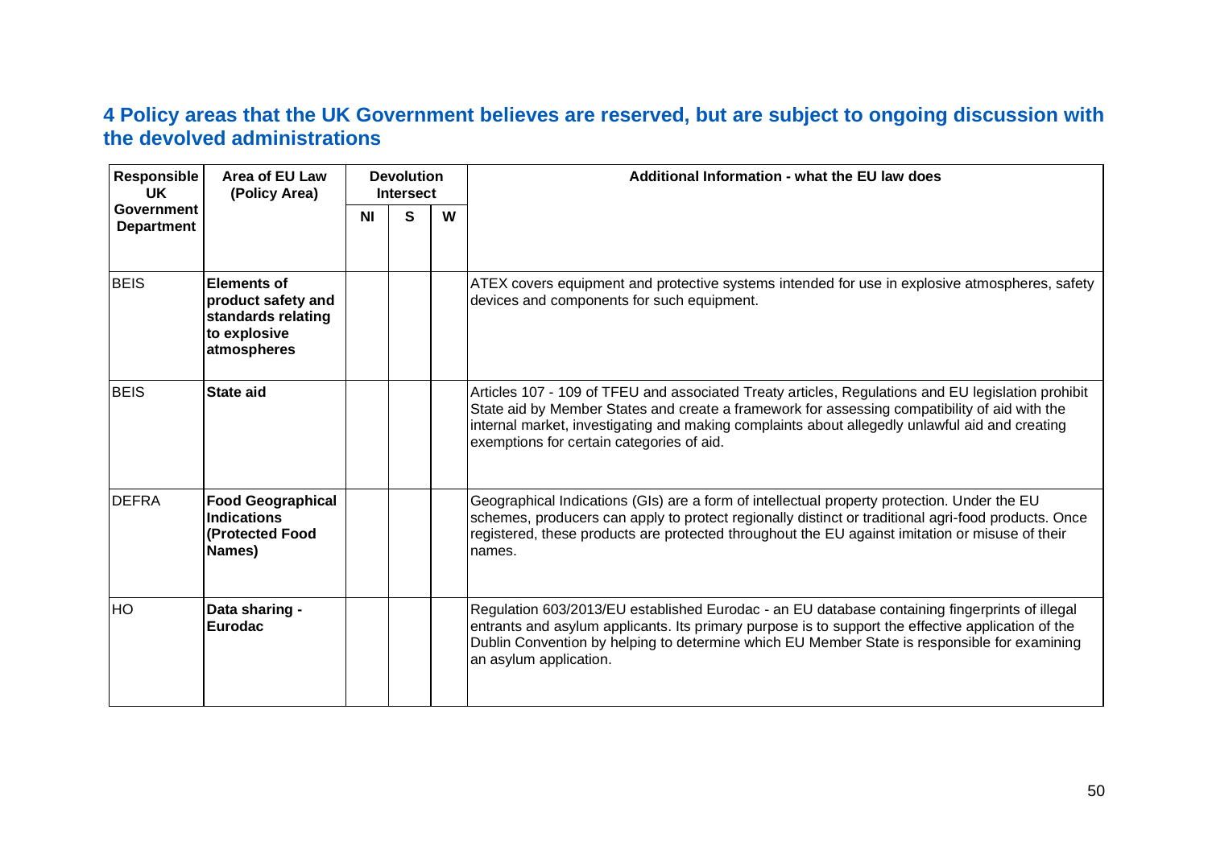## 4 Policy areas that the UK Government believes are reserved, but are subject to ongoing discussion with the devolved administrations

| Responsible UK Government Department | Area of EU Law (Policy Area) | Devolution Intersect | | | Additional Information - what the EU law does |
|---|---|---|---|---|---|
| | | NI | S | W | |
| BEIS | **Elements of product safety and standards relating to explosive atmospheres** | | | | ATEX covers equipment and protective systems intended for use in explosive atmospheres, safety devices and components for such equipment. |
| BEIS | **State aid** | | | | Articles 107 - 109 of TFEU and associated Treaty articles, Regulations and EU legislation prohibit State aid by Member States and create a framework for assessing compatibility of aid with the internal market, investigating and making complaints about allegedly unlawful aid and creating exemptions for certain categories of aid. |
| DEFRA | **Food Geographical Indications (Protected Food Names)** | | | | Geographical Indications (GIs) are a form of intellectual property protection. Under the EU schemes, producers can apply to protect regionally distinct or traditional agri-food products. Once registered, these products are protected throughout the EU against imitation or misuse of their names. |
| HO | **Data sharing - Eurodac** | | | | Regulation 603/2013/EU established Eurodac - an EU database containing fingerprints of illegal entrants and asylum applicants. Its primary purpose is to support the effective application of the Dublin Convention by helping to determine which EU Member State is responsible for examining an asylum application. |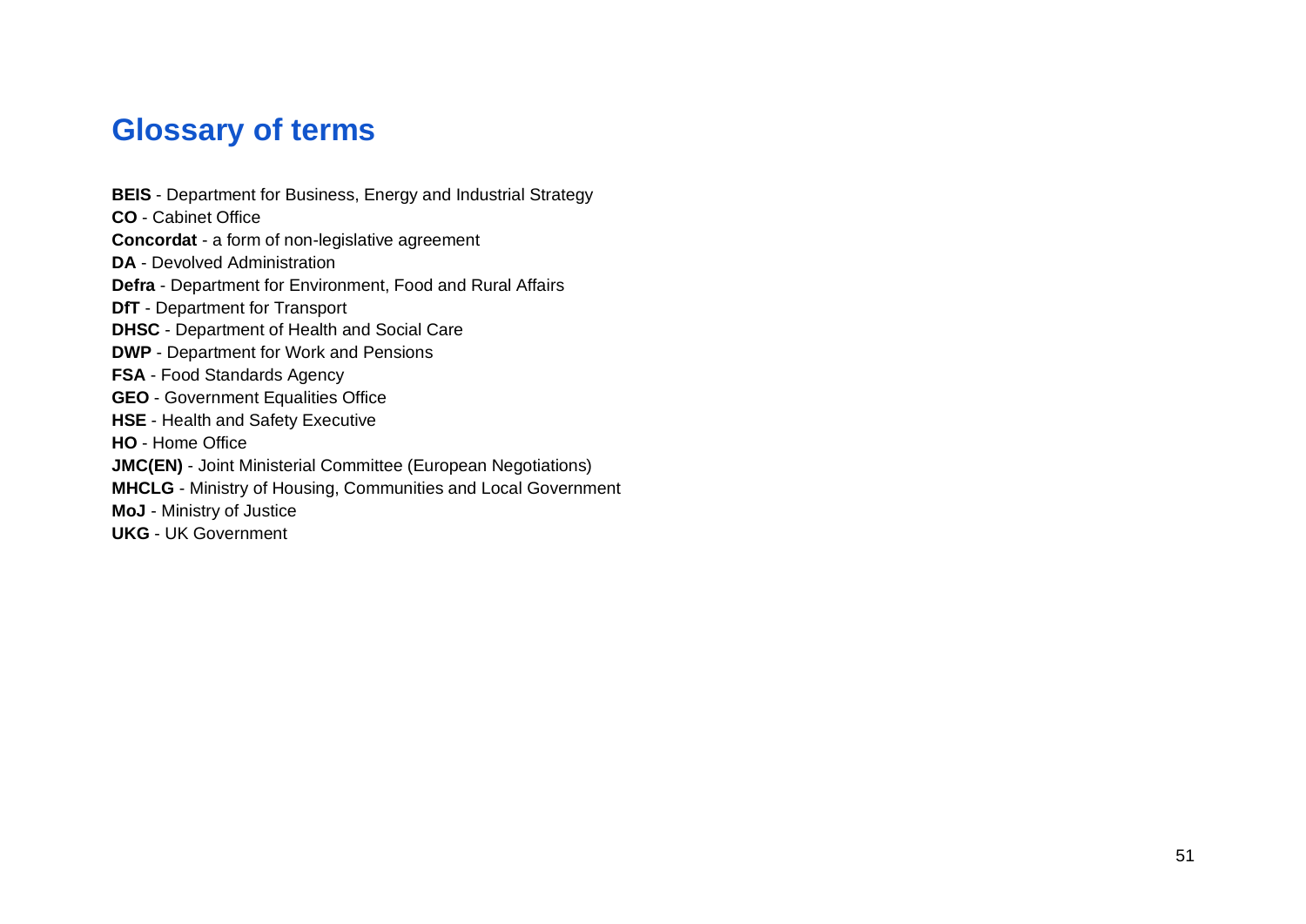## Glossary of terms

**BEIS** - Department for Business, Energy and Industrial Strategy
**CO** - Cabinet Office
**Concordat** - a form of non-legislative agreement
**DA** - Devolved Administration
**Defra** - Department for Environment, Food and Rural Affairs
**DfT** - Department for Transport
**DHSC** - Department of Health and Social Care
**DWP** - Department for Work and Pensions
**FSA** - Food Standards Agency
**GEO** - Government Equalities Office
**HSE** - Health and Safety Executive
**HO** - Home Office
**JMC(EN)** - Joint Ministerial Committee (European Negotiations)
**MHCLG** - Ministry of Housing, Communities and Local Government
**MoJ** - Ministry of Justice
**UKG** - UK Government